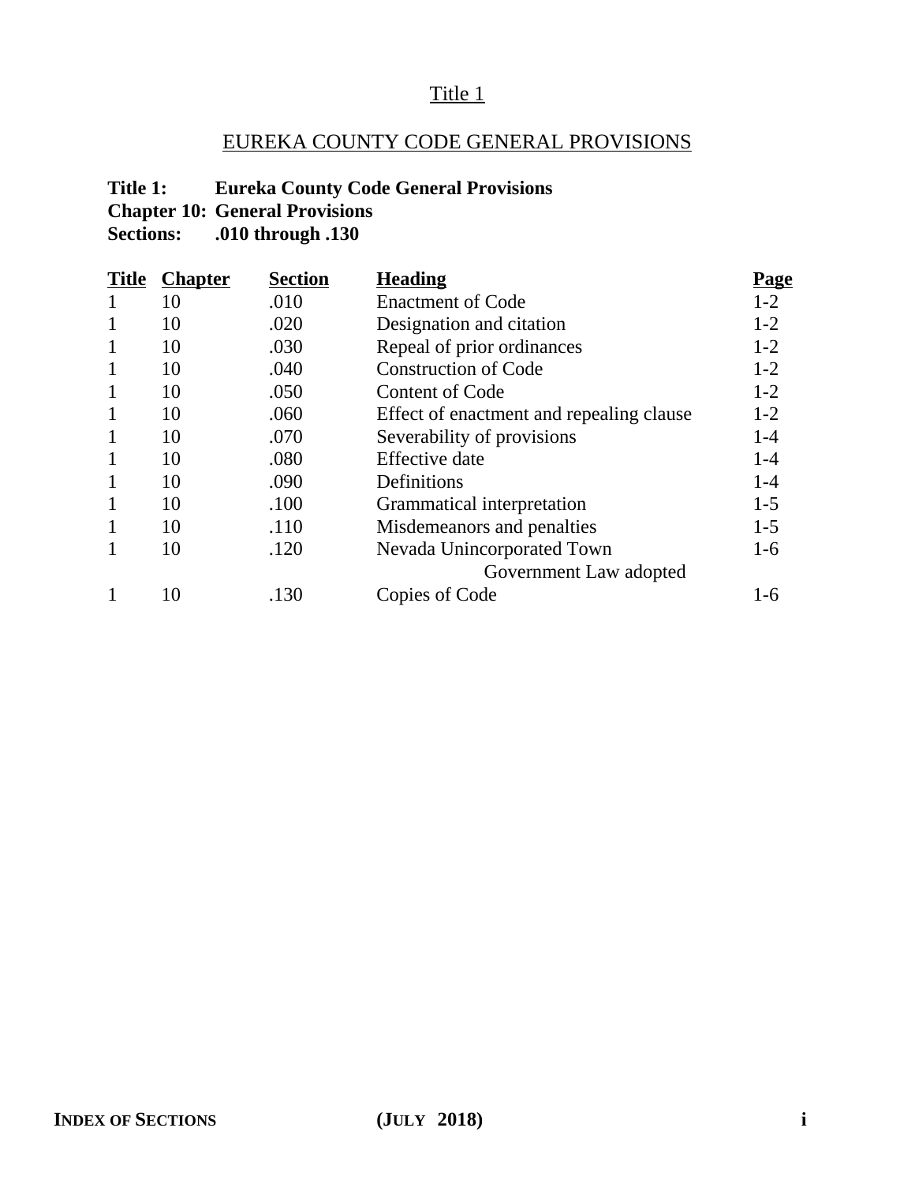# Title 1

## EUREKA COUNTY CODE GENERAL PROVISIONS

**Title 1: Eureka County Code General Provisions**
**Chapter 10: General Provisions**
**Sections: .010 through .130**

| Title | Chapter | Section | Heading | Page |
|---|---|---|---|---|
| 1 | 10 | .010 | Enactment of Code | 1-2 |
| 1 | 10 | .020 | Designation and citation | 1-2 |
| 1 | 10 | .030 | Repeal of prior ordinances | 1-2 |
| 1 | 10 | .040 | Construction of Code | 1-2 |
| 1 | 10 | .050 | Content of Code | 1-2 |
| 1 | 10 | .060 | Effect of enactment and repealing clause | 1-2 |
| 1 | 10 | .070 | Severability of provisions | 1-4 |
| 1 | 10 | .080 | Effective date | 1-4 |
| 1 | 10 | .090 | Definitions | 1-4 |
| 1 | 10 | .100 | Grammatical interpretation | 1-5 |
| 1 | 10 | .110 | Misdemeanors and penalties | 1-5 |
| 1 | 10 | .120 | Nevada Unincorporated Town Government Law adopted | 1-6 |
| 1 | 10 | .130 | Copies of Code | 1-6 |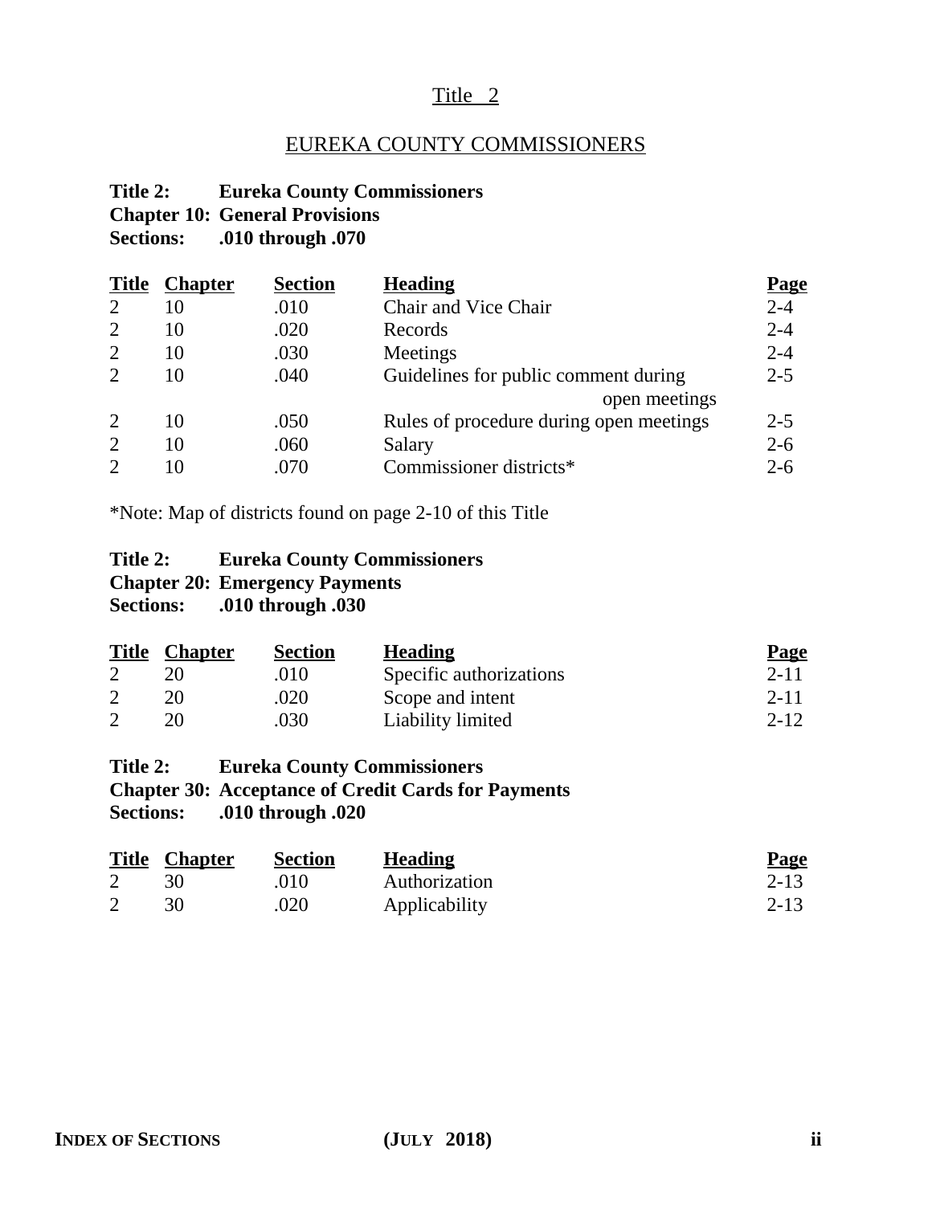# Title 2

## EUREKA COUNTY COMMISSIONERS

**Title 2: Eureka County Commissioners**
**Chapter 10: General Provisions**
**Sections: .010 through .070**

| Title | Chapter | Section | Heading | Page |
|---|---|---|---|---|
| 2 | 10 | .010 | Chair and Vice Chair | 2-4 |
| 2 | 10 | .020 | Records | 2-4 |
| 2 | 10 | .030 | Meetings | 2-4 |
| 2 | 10 | .040 | Guidelines for public comment during open meetings | 2-5 |
| 2 | 10 | .050 | Rules of procedure during open meetings | 2-5 |
| 2 | 10 | .060 | Salary | 2-6 |
| 2 | 10 | .070 | Commissioner districts* | 2-6 |

*Note: Map of districts found on page 2-10 of this Title

**Title 2: Eureka County Commissioners**
**Chapter 20: Emergency Payments**
**Sections: .010 through .030**

| Title | Chapter | Section | Heading | Page |
|---|---|---|---|---|
| 2 | 20 | .010 | Specific authorizations | 2-11 |
| 2 | 20 | .020 | Scope and intent | 2-11 |
| 2 | 20 | .030 | Liability limited | 2-12 |

**Title 2: Eureka County Commissioners**
**Chapter 30: Acceptance of Credit Cards for Payments**
**Sections: .010 through .020**

| Title | Chapter | Section | Heading | Page |
|---|---|---|---|---|
| 2 | 30 | .010 | Authorization | 2-13 |
| 2 | 30 | .020 | Applicability | 2-13 |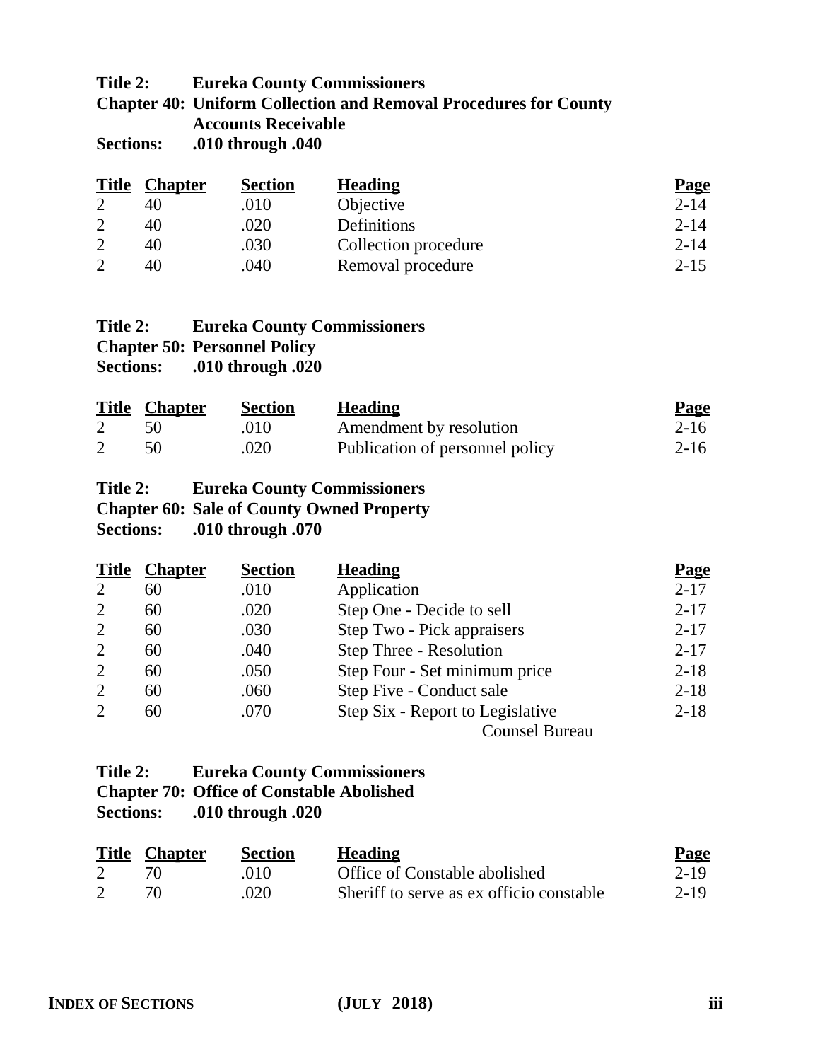**Title 2: Eureka County Commissioners**
**Chapter 40: Uniform Collection and Removal Procedures for County Accounts Receivable**
**Sections: .010 through .040**

| Title | Chapter | Section | Heading | Page |
|---|---|---|---|---|
| 2 | 40 | .010 | Objective | 2-14 |
| 2 | 40 | .020 | Definitions | 2-14 |
| 2 | 40 | .030 | Collection procedure | 2-14 |
| 2 | 40 | .040 | Removal procedure | 2-15 |

**Title 2: Eureka County Commissioners**
**Chapter 50: Personnel Policy**
**Sections: .010 through .020**

| Title | Chapter | Section | Heading | Page |
|---|---|---|---|---|
| 2 | 50 | .010 | Amendment by resolution | 2-16 |
| 2 | 50 | .020 | Publication of personnel policy | 2-16 |

**Title 2: Eureka County Commissioners**
**Chapter 60: Sale of County Owned Property**
**Sections: .010 through .070**

| Title | Chapter | Section | Heading | Page |
|---|---|---|---|---|
| 2 | 60 | .010 | Application | 2-17 |
| 2 | 60 | .020 | Step One - Decide to sell | 2-17 |
| 2 | 60 | .030 | Step Two - Pick appraisers | 2-17 |
| 2 | 60 | .040 | Step Three - Resolution | 2-17 |
| 2 | 60 | .050 | Step Four - Set minimum price | 2-18 |
| 2 | 60 | .060 | Step Five - Conduct sale | 2-18 |
| 2 | 60 | .070 | Step Six - Report to Legislative Counsel Bureau | 2-18 |

**Title 2: Eureka County Commissioners**
**Chapter 70: Office of Constable Abolished**
**Sections: .010 through .020**

| Title | Chapter | Section | Heading | Page |
|---|---|---|---|---|
| 2 | 70 | .010 | Office of Constable abolished | 2-19 |
| 2 | 70 | .020 | Sheriff to serve as ex officio constable | 2-19 |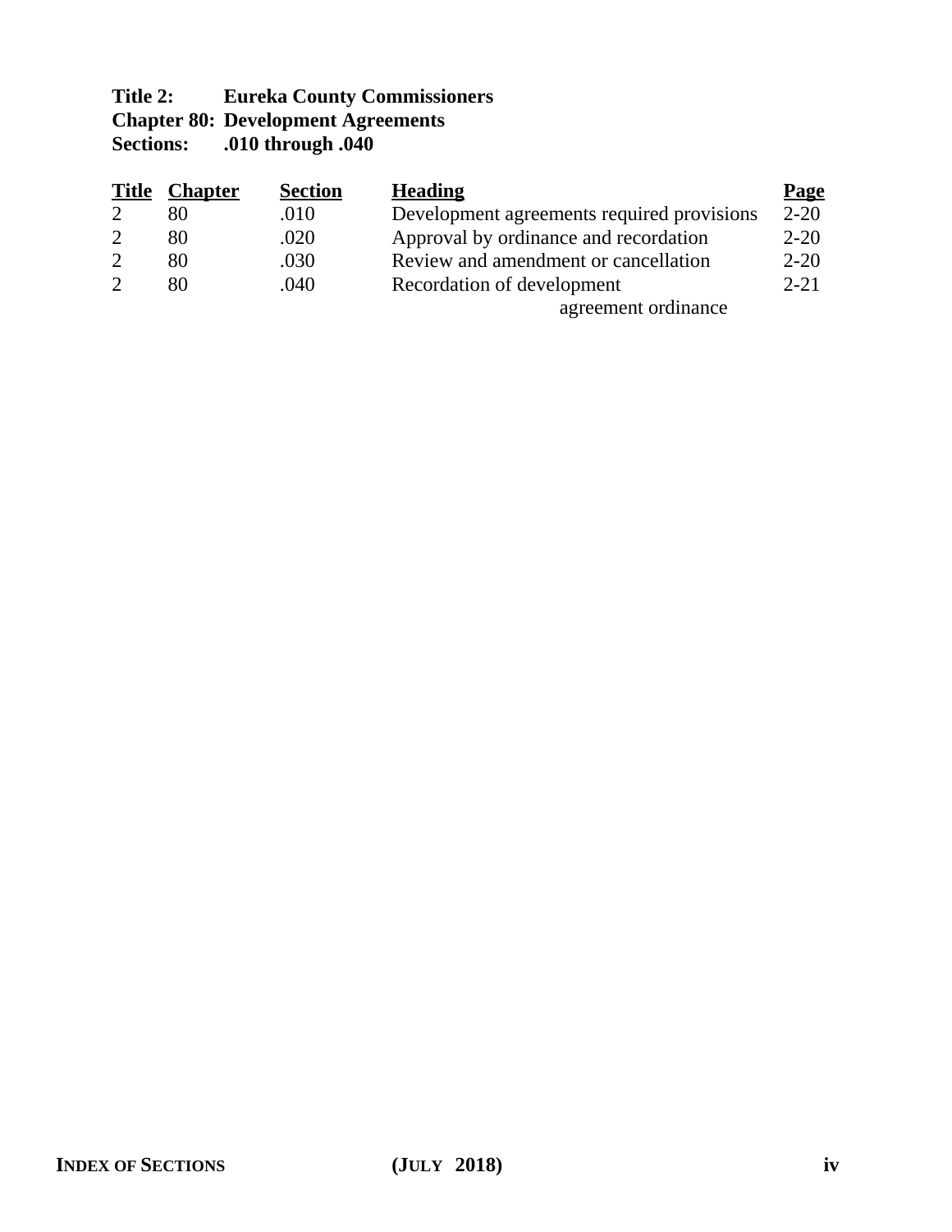**Title 2: Eureka County Commissioners**
**Chapter 80: Development Agreements**
**Sections: .010 through .040**

| Title | Chapter | Section | Heading | Page |
|---|---|---|---|---|
| 2 | 80 | .010 | Development agreements required provisions | 2-20 |
| 2 | 80 | .020 | Approval by ordinance and recordation | 2-20 |
| 2 | 80 | .030 | Review and amendment or cancellation | 2-20 |
| 2 | 80 | .040 | Recordation of development agreement ordinance | 2-21 |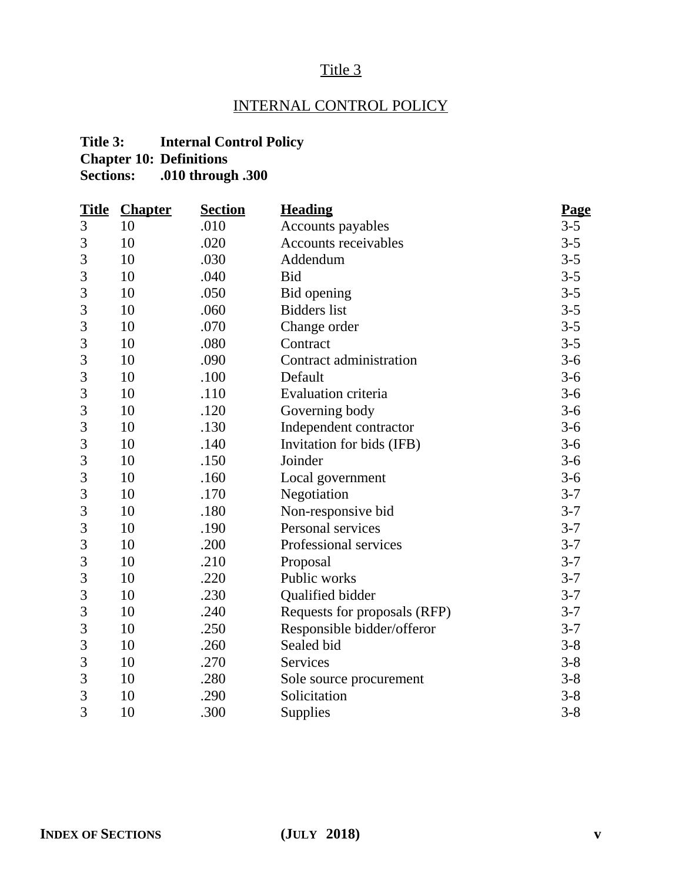# Title 3

## INTERNAL CONTROL POLICY

**Title 3: Internal Control Policy**
**Chapter 10: Definitions**
**Sections: .010 through .300**

| Title | Chapter | Section | Heading | Page |
|---|---|---|---|---|
| 3 | 10 | .010 | Accounts payables | 3-5 |
| 3 | 10 | .020 | Accounts receivables | 3-5 |
| 3 | 10 | .030 | Addendum | 3-5 |
| 3 | 10 | .040 | Bid | 3-5 |
| 3 | 10 | .050 | Bid opening | 3-5 |
| 3 | 10 | .060 | Bidders list | 3-5 |
| 3 | 10 | .070 | Change order | 3-5 |
| 3 | 10 | .080 | Contract | 3-5 |
| 3 | 10 | .090 | Contract administration | 3-6 |
| 3 | 10 | .100 | Default | 3-6 |
| 3 | 10 | .110 | Evaluation criteria | 3-6 |
| 3 | 10 | .120 | Governing body | 3-6 |
| 3 | 10 | .130 | Independent contractor | 3-6 |
| 3 | 10 | .140 | Invitation for bids (IFB) | 3-6 |
| 3 | 10 | .150 | Joinder | 3-6 |
| 3 | 10 | .160 | Local government | 3-6 |
| 3 | 10 | .170 | Negotiation | 3-7 |
| 3 | 10 | .180 | Non-responsive bid | 3-7 |
| 3 | 10 | .190 | Personal services | 3-7 |
| 3 | 10 | .200 | Professional services | 3-7 |
| 3 | 10 | .210 | Proposal | 3-7 |
| 3 | 10 | .220 | Public works | 3-7 |
| 3 | 10 | .230 | Qualified bidder | 3-7 |
| 3 | 10 | .240 | Requests for proposals (RFP) | 3-7 |
| 3 | 10 | .250 | Responsible bidder/offeror | 3-7 |
| 3 | 10 | .260 | Sealed bid | 3-8 |
| 3 | 10 | .270 | Services | 3-8 |
| 3 | 10 | .280 | Sole source procurement | 3-8 |
| 3 | 10 | .290 | Solicitation | 3-8 |
| 3 | 10 | .300 | Supplies | 3-8 |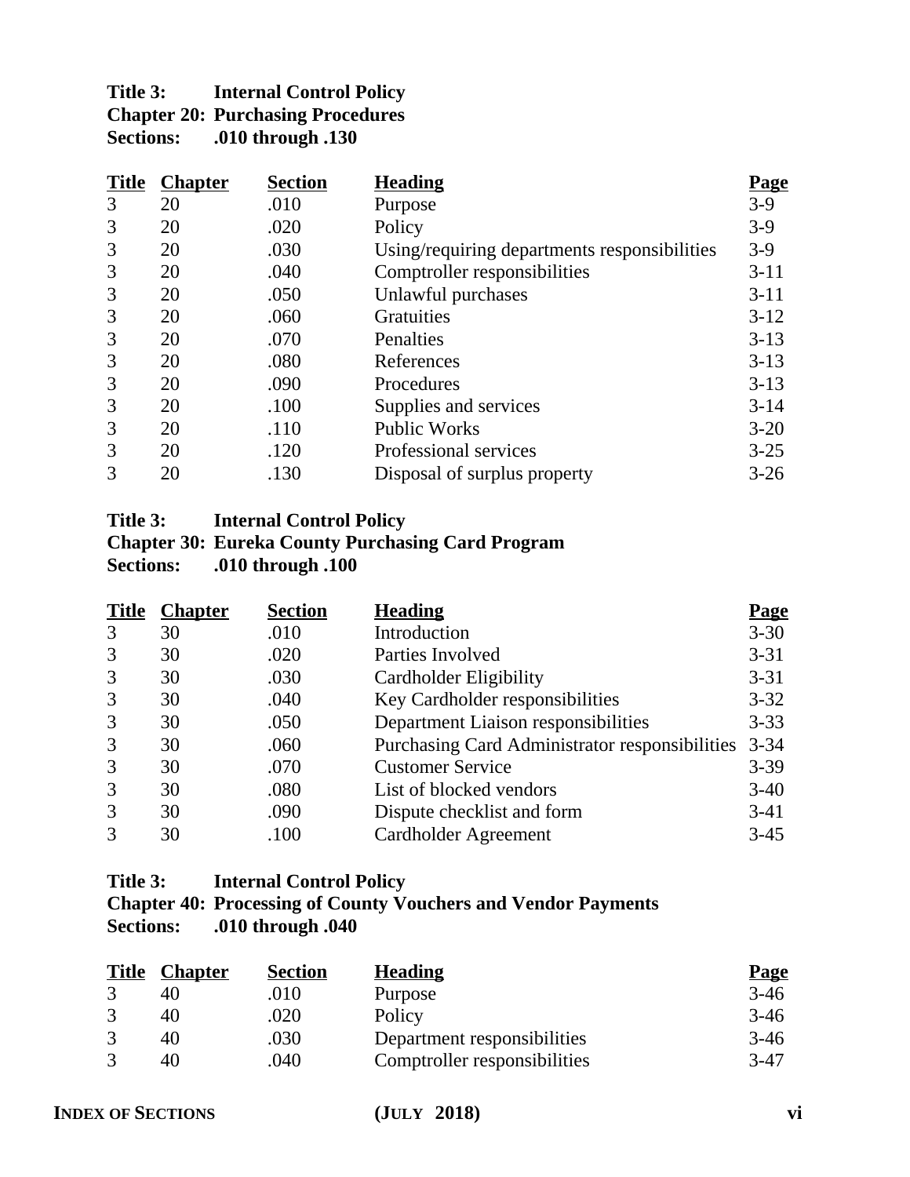**Title 3: Internal Control Policy**
**Chapter 20: Purchasing Procedures**
**Sections: .010 through .130**

| Title | Chapter | Section | Heading | Page |
|---|---|---|---|---|
| 3 | 20 | .010 | Purpose | 3-9 |
| 3 | 20 | .020 | Policy | 3-9 |
| 3 | 20 | .030 | Using/requiring departments responsibilities | 3-9 |
| 3 | 20 | .040 | Comptroller responsibilities | 3-11 |
| 3 | 20 | .050 | Unlawful purchases | 3-11 |
| 3 | 20 | .060 | Gratuities | 3-12 |
| 3 | 20 | .070 | Penalties | 3-13 |
| 3 | 20 | .080 | References | 3-13 |
| 3 | 20 | .090 | Procedures | 3-13 |
| 3 | 20 | .100 | Supplies and services | 3-14 |
| 3 | 20 | .110 | Public Works | 3-20 |
| 3 | 20 | .120 | Professional services | 3-25 |
| 3 | 20 | .130 | Disposal of surplus property | 3-26 |

**Title 3: Internal Control Policy**
**Chapter 30: Eureka County Purchasing Card Program**
**Sections: .010 through .100**

| Title | Chapter | Section | Heading | Page |
|---|---|---|---|---|
| 3 | 30 | .010 | Introduction | 3-30 |
| 3 | 30 | .020 | Parties Involved | 3-31 |
| 3 | 30 | .030 | Cardholder Eligibility | 3-31 |
| 3 | 30 | .040 | Key Cardholder responsibilities | 3-32 |
| 3 | 30 | .050 | Department Liaison responsibilities | 3-33 |
| 3 | 30 | .060 | Purchasing Card Administrator responsibilities | 3-34 |
| 3 | 30 | .070 | Customer Service | 3-39 |
| 3 | 30 | .080 | List of blocked vendors | 3-40 |
| 3 | 30 | .090 | Dispute checklist and form | 3-41 |
| 3 | 30 | .100 | Cardholder Agreement | 3-45 |

**Title 3: Internal Control Policy**
**Chapter 40: Processing of County Vouchers and Vendor Payments**
**Sections: .010 through .040**

| Title | Chapter | Section | Heading | Page |
|---|---|---|---|---|
| 3 | 40 | .010 | Purpose | 3-46 |
| 3 | 40 | .020 | Policy | 3-46 |
| 3 | 40 | .030 | Department responsibilities | 3-46 |
| 3 | 40 | .040 | Comptroller responsibilities | 3-47 |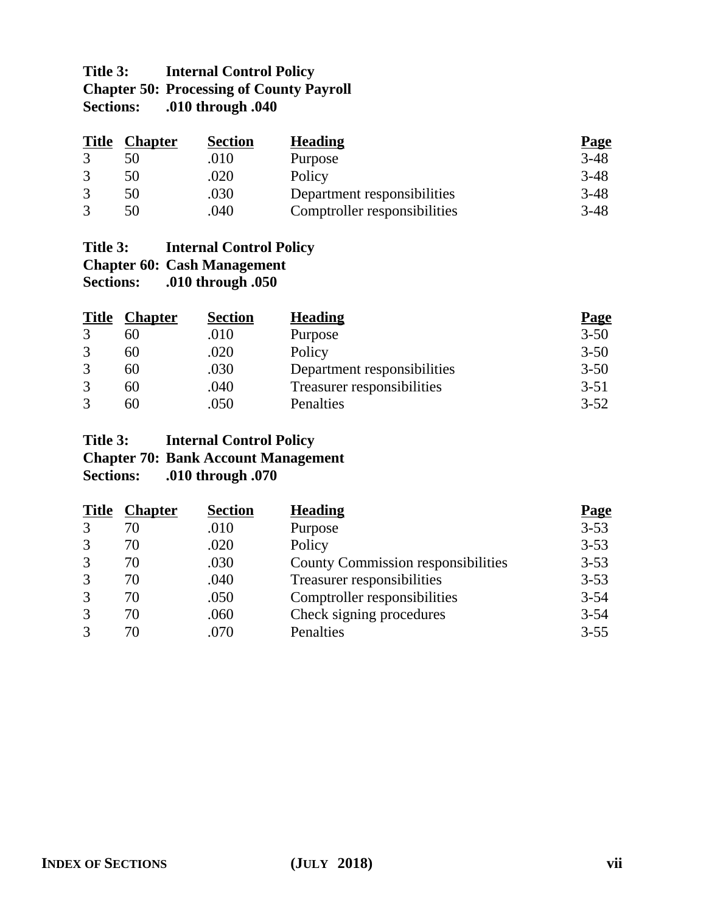**Title 3: Internal Control Policy**
**Chapter 50: Processing of County Payroll**
**Sections: .010 through .040**

| Title | Chapter | Section | Heading | Page |
|---|---|---|---|---|
| 3 | 50 | .010 | Purpose | 3-48 |
| 3 | 50 | .020 | Policy | 3-48 |
| 3 | 50 | .030 | Department responsibilities | 3-48 |
| 3 | 50 | .040 | Comptroller responsibilities | 3-48 |

**Title 3: Internal Control Policy**
**Chapter 60: Cash Management**
**Sections: .010 through .050**

| Title | Chapter | Section | Heading | Page |
|---|---|---|---|---|
| 3 | 60 | .010 | Purpose | 3-50 |
| 3 | 60 | .020 | Policy | 3-50 |
| 3 | 60 | .030 | Department responsibilities | 3-50 |
| 3 | 60 | .040 | Treasurer responsibilities | 3-51 |
| 3 | 60 | .050 | Penalties | 3-52 |

**Title 3: Internal Control Policy**
**Chapter 70: Bank Account Management**
**Sections: .010 through .070**

| Title | Chapter | Section | Heading | Page |
|---|---|---|---|---|
| 3 | 70 | .010 | Purpose | 3-53 |
| 3 | 70 | .020 | Policy | 3-53 |
| 3 | 70 | .030 | County Commission responsibilities | 3-53 |
| 3 | 70 | .040 | Treasurer responsibilities | 3-53 |
| 3 | 70 | .050 | Comptroller responsibilities | 3-54 |
| 3 | 70 | .060 | Check signing procedures | 3-54 |
| 3 | 70 | .070 | Penalties | 3-55 |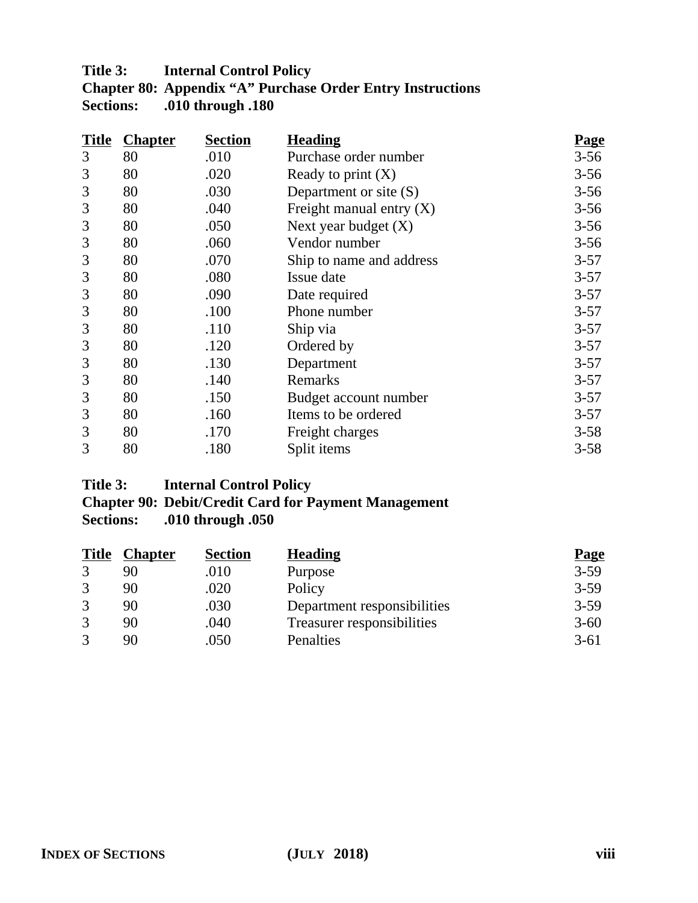**Title 3: Internal Control Policy**
**Chapter 80: Appendix "A" Purchase Order Entry Instructions**
**Sections: .010 through .180**

| Title | Chapter | Section | Heading | Page |
|---|---|---|---|---|
| 3 | 80 | .010 | Purchase order number | 3-56 |
| 3 | 80 | .020 | Ready to print (X) | 3-56 |
| 3 | 80 | .030 | Department or site (S) | 3-56 |
| 3 | 80 | .040 | Freight manual entry (X) | 3-56 |
| 3 | 80 | .050 | Next year budget (X) | 3-56 |
| 3 | 80 | .060 | Vendor number | 3-56 |
| 3 | 80 | .070 | Ship to name and address | 3-57 |
| 3 | 80 | .080 | Issue date | 3-57 |
| 3 | 80 | .090 | Date required | 3-57 |
| 3 | 80 | .100 | Phone number | 3-57 |
| 3 | 80 | .110 | Ship via | 3-57 |
| 3 | 80 | .120 | Ordered by | 3-57 |
| 3 | 80 | .130 | Department | 3-57 |
| 3 | 80 | .140 | Remarks | 3-57 |
| 3 | 80 | .150 | Budget account number | 3-57 |
| 3 | 80 | .160 | Items to be ordered | 3-57 |
| 3 | 80 | .170 | Freight charges | 3-58 |
| 3 | 80 | .180 | Split items | 3-58 |

**Title 3: Internal Control Policy**
**Chapter 90: Debit/Credit Card for Payment Management**
**Sections: .010 through .050**

| Title | Chapter | Section | Heading | Page |
|---|---|---|---|---|
| 3 | 90 | .010 | Purpose | 3-59 |
| 3 | 90 | .020 | Policy | 3-59 |
| 3 | 90 | .030 | Department responsibilities | 3-59 |
| 3 | 90 | .040 | Treasurer responsibilities | 3-60 |
| 3 | 90 | .050 | Penalties | 3-61 |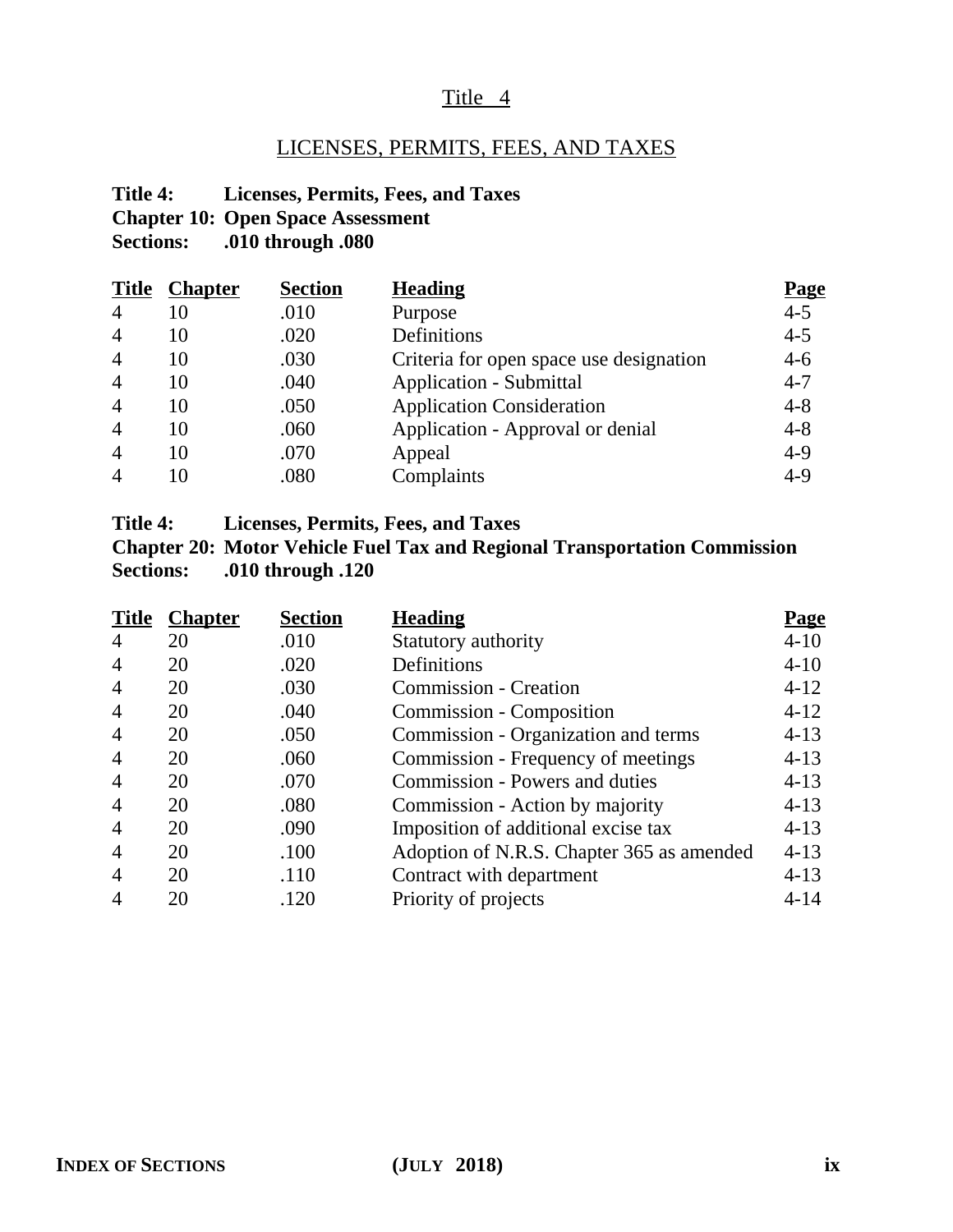# Title 4

## LICENSES, PERMITS, FEES, AND TAXES

**Title 4: Licenses, Permits, Fees, and Taxes**
**Chapter 10: Open Space Assessment**
**Sections: .010 through .080**

| Title | Chapter | Section | Heading | Page |
|---|---|---|---|---|
| 4 | 10 | .010 | Purpose | 4-5 |
| 4 | 10 | .020 | Definitions | 4-5 |
| 4 | 10 | .030 | Criteria for open space use designation | 4-6 |
| 4 | 10 | .040 | Application - Submittal | 4-7 |
| 4 | 10 | .050 | Application Consideration | 4-8 |
| 4 | 10 | .060 | Application - Approval or denial | 4-8 |
| 4 | 10 | .070 | Appeal | 4-9 |
| 4 | 10 | .080 | Complaints | 4-9 |

**Title 4: Licenses, Permits, Fees, and Taxes**
**Chapter 20: Motor Vehicle Fuel Tax and Regional Transportation Commission**
**Sections: .010 through .120**

| Title | Chapter | Section | Heading | Page |
|---|---|---|---|---|
| 4 | 20 | .010 | Statutory authority | 4-10 |
| 4 | 20 | .020 | Definitions | 4-10 |
| 4 | 20 | .030 | Commission - Creation | 4-12 |
| 4 | 20 | .040 | Commission - Composition | 4-12 |
| 4 | 20 | .050 | Commission - Organization and terms | 4-13 |
| 4 | 20 | .060 | Commission - Frequency of meetings | 4-13 |
| 4 | 20 | .070 | Commission - Powers and duties | 4-13 |
| 4 | 20 | .080 | Commission - Action by majority | 4-13 |
| 4 | 20 | .090 | Imposition of additional excise tax | 4-13 |
| 4 | 20 | .100 | Adoption of N.R.S. Chapter 365 as amended | 4-13 |
| 4 | 20 | .110 | Contract with department | 4-13 |
| 4 | 20 | .120 | Priority of projects | 4-14 |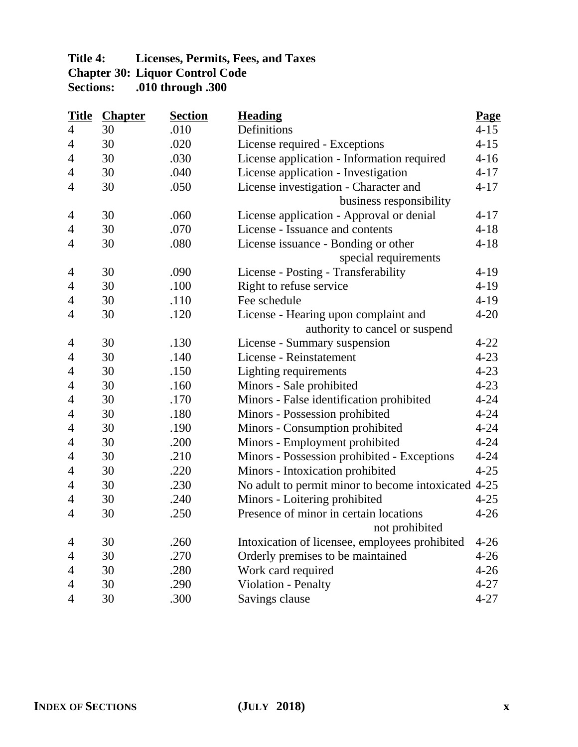**Title 4: Licenses, Permits, Fees, and Taxes**
**Chapter 30: Liquor Control Code**
**Sections: .010 through .300**

| Title | Chapter | Section | Heading | Page |
|---|---|---|---|---|
| 4 | 30 | .010 | Definitions | 4-15 |
| 4 | 30 | .020 | License required - Exceptions | 4-15 |
| 4 | 30 | .030 | License application - Information required | 4-16 |
| 4 | 30 | .040 | License application - Investigation | 4-17 |
| 4 | 30 | .050 | License investigation - Character and business responsibility | 4-17 |
| 4 | 30 | .060 | License application - Approval or denial | 4-17 |
| 4 | 30 | .070 | License - Issuance and contents | 4-18 |
| 4 | 30 | .080 | License issuance - Bonding or other special requirements | 4-18 |
| 4 | 30 | .090 | License - Posting - Transferability | 4-19 |
| 4 | 30 | .100 | Right to refuse service | 4-19 |
| 4 | 30 | .110 | Fee schedule | 4-19 |
| 4 | 30 | .120 | License - Hearing upon complaint and authority to cancel or suspend | 4-20 |
| 4 | 30 | .130 | License - Summary suspension | 4-22 |
| 4 | 30 | .140 | License - Reinstatement | 4-23 |
| 4 | 30 | .150 | Lighting requirements | 4-23 |
| 4 | 30 | .160 | Minors - Sale prohibited | 4-23 |
| 4 | 30 | .170 | Minors - False identification prohibited | 4-24 |
| 4 | 30 | .180 | Minors - Possession prohibited | 4-24 |
| 4 | 30 | .190 | Minors - Consumption prohibited | 4-24 |
| 4 | 30 | .200 | Minors - Employment prohibited | 4-24 |
| 4 | 30 | .210 | Minors - Possession prohibited - Exceptions | 4-24 |
| 4 | 30 | .220 | Minors - Intoxication prohibited | 4-25 |
| 4 | 30 | .230 | No adult to permit minor to become intoxicated | 4-25 |
| 4 | 30 | .240 | Minors - Loitering prohibited | 4-25 |
| 4 | 30 | .250 | Presence of minor in certain locations not prohibited | 4-26 |
| 4 | 30 | .260 | Intoxication of licensee, employees prohibited | 4-26 |
| 4 | 30 | .270 | Orderly premises to be maintained | 4-26 |
| 4 | 30 | .280 | Work card required | 4-26 |
| 4 | 30 | .290 | Violation - Penalty | 4-27 |
| 4 | 30 | .300 | Savings clause | 4-27 |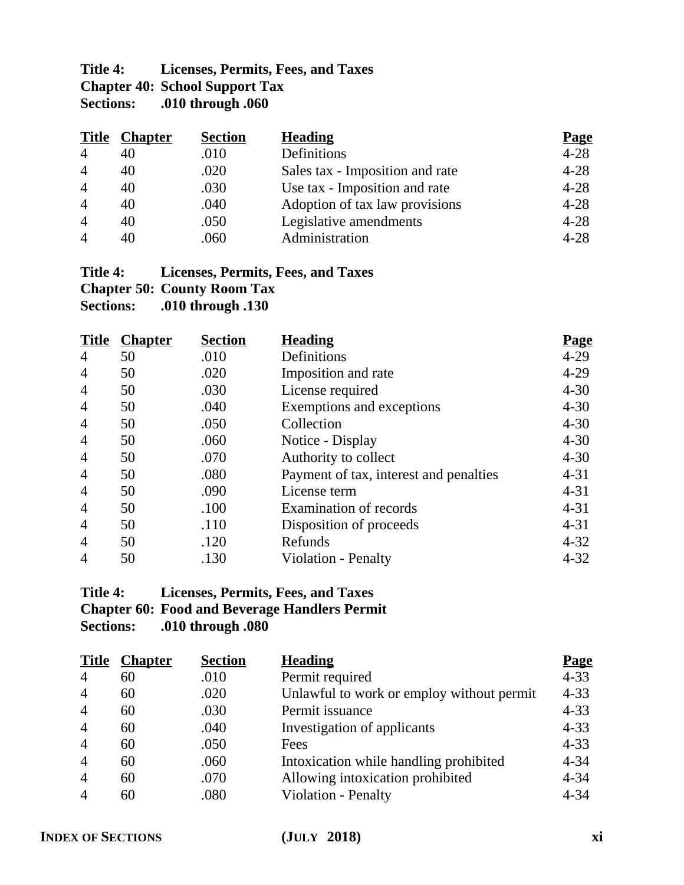**Title 4: Licenses, Permits, Fees, and Taxes**
**Chapter 40: School Support Tax**
**Sections: .010 through .060**

| Title | Chapter | Section | Heading | Page |
|---|---|---|---|---|
| 4 | 40 | .010 | Definitions | 4-28 |
| 4 | 40 | .020 | Sales tax - Imposition and rate | 4-28 |
| 4 | 40 | .030 | Use tax - Imposition and rate | 4-28 |
| 4 | 40 | .040 | Adoption of tax law provisions | 4-28 |
| 4 | 40 | .050 | Legislative amendments | 4-28 |
| 4 | 40 | .060 | Administration | 4-28 |

**Title 4: Licenses, Permits, Fees, and Taxes**
**Chapter 50: County Room Tax**
**Sections: .010 through .130**

| Title | Chapter | Section | Heading | Page |
|---|---|---|---|---|
| 4 | 50 | .010 | Definitions | 4-29 |
| 4 | 50 | .020 | Imposition and rate | 4-29 |
| 4 | 50 | .030 | License required | 4-30 |
| 4 | 50 | .040 | Exemptions and exceptions | 4-30 |
| 4 | 50 | .050 | Collection | 4-30 |
| 4 | 50 | .060 | Notice - Display | 4-30 |
| 4 | 50 | .070 | Authority to collect | 4-30 |
| 4 | 50 | .080 | Payment of tax, interest and penalties | 4-31 |
| 4 | 50 | .090 | License term | 4-31 |
| 4 | 50 | .100 | Examination of records | 4-31 |
| 4 | 50 | .110 | Disposition of proceeds | 4-31 |
| 4 | 50 | .120 | Refunds | 4-32 |
| 4 | 50 | .130 | Violation - Penalty | 4-32 |

**Title 4: Licenses, Permits, Fees, and Taxes**
**Chapter 60: Food and Beverage Handlers Permit**
**Sections: .010 through .080**

| Title | Chapter | Section | Heading | Page |
|---|---|---|---|---|
| 4 | 60 | .010 | Permit required | 4-33 |
| 4 | 60 | .020 | Unlawful to work or employ without permit | 4-33 |
| 4 | 60 | .030 | Permit issuance | 4-33 |
| 4 | 60 | .040 | Investigation of applicants | 4-33 |
| 4 | 60 | .050 | Fees | 4-33 |
| 4 | 60 | .060 | Intoxication while handling prohibited | 4-34 |
| 4 | 60 | .070 | Allowing intoxication prohibited | 4-34 |
| 4 | 60 | .080 | Violation - Penalty | 4-34 |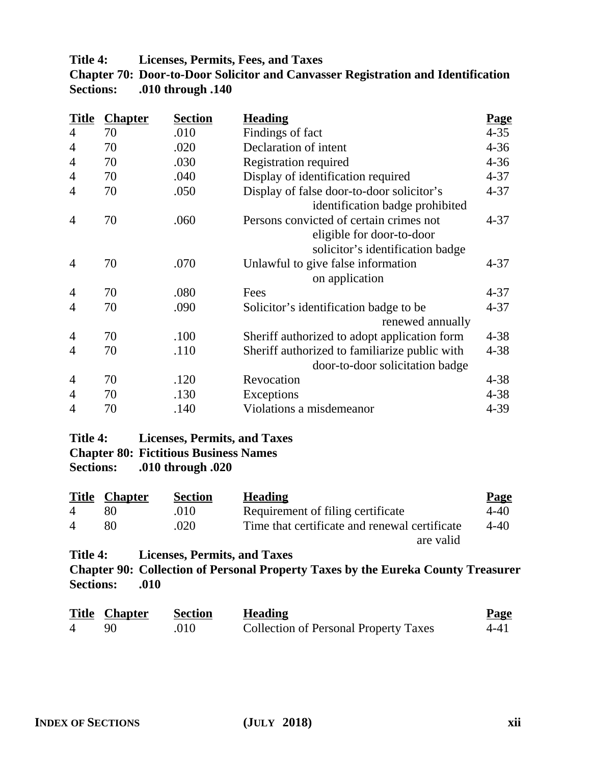**Title 4: Licenses, Permits, Fees, and Taxes**
**Chapter 70: Door-to-Door Solicitor and Canvasser Registration and Identification**
**Sections: .010 through .140**

| Title | Chapter | Section | Heading | Page |
|---|---|---|---|---|
| 4 | 70 | .010 | Findings of fact | 4-35 |
| 4 | 70 | .020 | Declaration of intent | 4-36 |
| 4 | 70 | .030 | Registration required | 4-36 |
| 4 | 70 | .040 | Display of identification required | 4-37 |
| 4 | 70 | .050 | Display of false door-to-door solicitor's identification badge prohibited | 4-37 |
| 4 | 70 | .060 | Persons convicted of certain crimes not eligible for door-to-door solicitor's identification badge | 4-37 |
| 4 | 70 | .070 | Unlawful to give false information on application | 4-37 |
| 4 | 70 | .080 | Fees | 4-37 |
| 4 | 70 | .090 | Solicitor's identification badge to be renewed annually | 4-37 |
| 4 | 70 | .100 | Sheriff authorized to adopt application form | 4-38 |
| 4 | 70 | .110 | Sheriff authorized to familiarize public with door-to-door solicitation badge | 4-38 |
| 4 | 70 | .120 | Revocation | 4-38 |
| 4 | 70 | .130 | Exceptions | 4-38 |
| 4 | 70 | .140 | Violations a misdemeanor | 4-39 |

**Title 4: Licenses, Permits, and Taxes**
**Chapter 80: Fictitious Business Names**
**Sections: .010 through .020**

| Title | Chapter | Section | Heading | Page |
|---|---|---|---|---|
| 4 | 80 | .010 | Requirement of filing certificate | 4-40 |
| 4 | 80 | .020 | Time that certificate and renewal certificate are valid | 4-40 |

**Title 4: Licenses, Permits, and Taxes**
**Chapter 90: Collection of Personal Property Taxes by the Eureka County Treasurer**
**Sections: .010**

| Title | Chapter | Section | Heading | Page |
|---|---|---|---|---|
| 4 | 90 | .010 | Collection of Personal Property Taxes | 4-41 |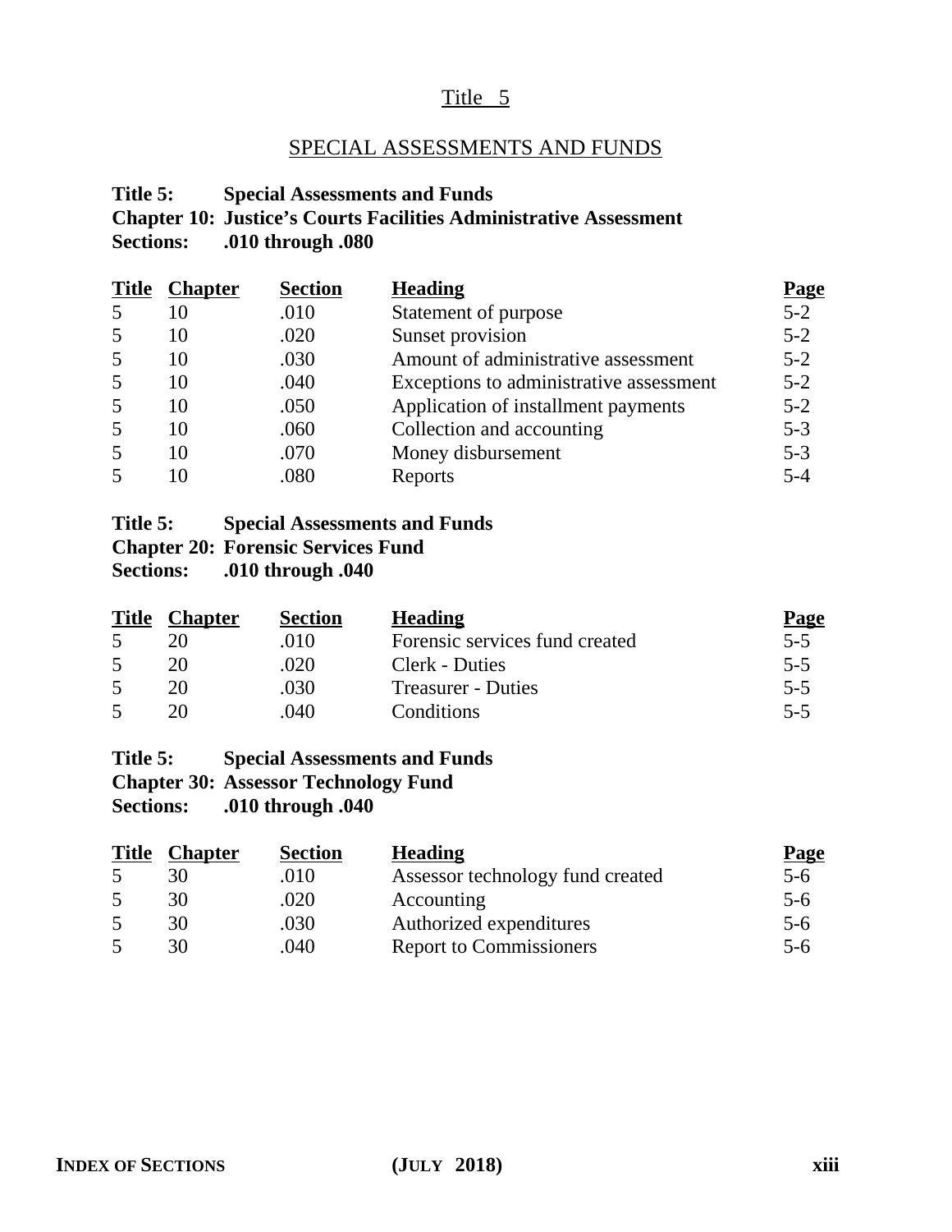# Title 5

## SPECIAL ASSESSMENTS AND FUNDS

**Title 5: Special Assessments and Funds**
**Chapter 10: Justice's Courts Facilities Administrative Assessment**
**Sections: .010 through .080**

| Title | Chapter | Section | Heading | Page |
|---|---|---|---|---|
| 5 | 10 | .010 | Statement of purpose | 5-2 |
| 5 | 10 | .020 | Sunset provision | 5-2 |
| 5 | 10 | .030 | Amount of administrative assessment | 5-2 |
| 5 | 10 | .040 | Exceptions to administrative assessment | 5-2 |
| 5 | 10 | .050 | Application of installment payments | 5-2 |
| 5 | 10 | .060 | Collection and accounting | 5-3 |
| 5 | 10 | .070 | Money disbursement | 5-3 |
| 5 | 10 | .080 | Reports | 5-4 |

**Title 5: Special Assessments and Funds**
**Chapter 20: Forensic Services Fund**
**Sections: .010 through .040**

| Title | Chapter | Section | Heading | Page |
|---|---|---|---|---|
| 5 | 20 | .010 | Forensic services fund created | 5-5 |
| 5 | 20 | .020 | Clerk - Duties | 5-5 |
| 5 | 20 | .030 | Treasurer - Duties | 5-5 |
| 5 | 20 | .040 | Conditions | 5-5 |

**Title 5: Special Assessments and Funds**
**Chapter 30: Assessor Technology Fund**
**Sections: .010 through .040**

| Title | Chapter | Section | Heading | Page |
|---|---|---|---|---|
| 5 | 30 | .010 | Assessor technology fund created | 5-6 |
| 5 | 30 | .020 | Accounting | 5-6 |
| 5 | 30 | .030 | Authorized expenditures | 5-6 |
| 5 | 30 | .040 | Report to Commissioners | 5-6 |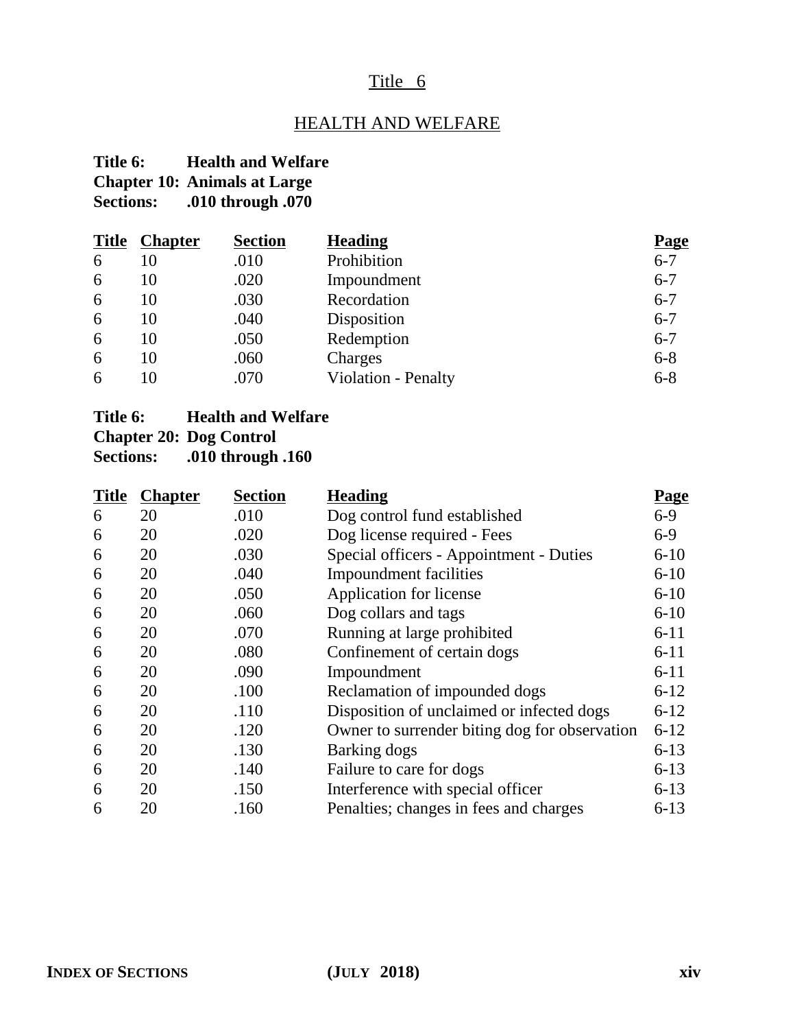# Title 6

## HEALTH AND WELFARE

**Title 6: Health and Welfare**
**Chapter 10: Animals at Large**
**Sections: .010 through .070**

| Title | Chapter | Section | Heading | Page |
|---|---|---|---|---|
| 6 | 10 | .010 | Prohibition | 6-7 |
| 6 | 10 | .020 | Impoundment | 6-7 |
| 6 | 10 | .030 | Recordation | 6-7 |
| 6 | 10 | .040 | Disposition | 6-7 |
| 6 | 10 | .050 | Redemption | 6-7 |
| 6 | 10 | .060 | Charges | 6-8 |
| 6 | 10 | .070 | Violation - Penalty | 6-8 |

**Title 6: Health and Welfare**
**Chapter 20: Dog Control**
**Sections: .010 through .160**

| Title | Chapter | Section | Heading | Page |
|---|---|---|---|---|
| 6 | 20 | .010 | Dog control fund established | 6-9 |
| 6 | 20 | .020 | Dog license required - Fees | 6-9 |
| 6 | 20 | .030 | Special officers - Appointment - Duties | 6-10 |
| 6 | 20 | .040 | Impoundment facilities | 6-10 |
| 6 | 20 | .050 | Application for license | 6-10 |
| 6 | 20 | .060 | Dog collars and tags | 6-10 |
| 6 | 20 | .070 | Running at large prohibited | 6-11 |
| 6 | 20 | .080 | Confinement of certain dogs | 6-11 |
| 6 | 20 | .090 | Impoundment | 6-11 |
| 6 | 20 | .100 | Reclamation of impounded dogs | 6-12 |
| 6 | 20 | .110 | Disposition of unclaimed or infected dogs | 6-12 |
| 6 | 20 | .120 | Owner to surrender biting dog for observation | 6-12 |
| 6 | 20 | .130 | Barking dogs | 6-13 |
| 6 | 20 | .140 | Failure to care for dogs | 6-13 |
| 6 | 20 | .150 | Interference with special officer | 6-13 |
| 6 | 20 | .160 | Penalties; changes in fees and charges | 6-13 |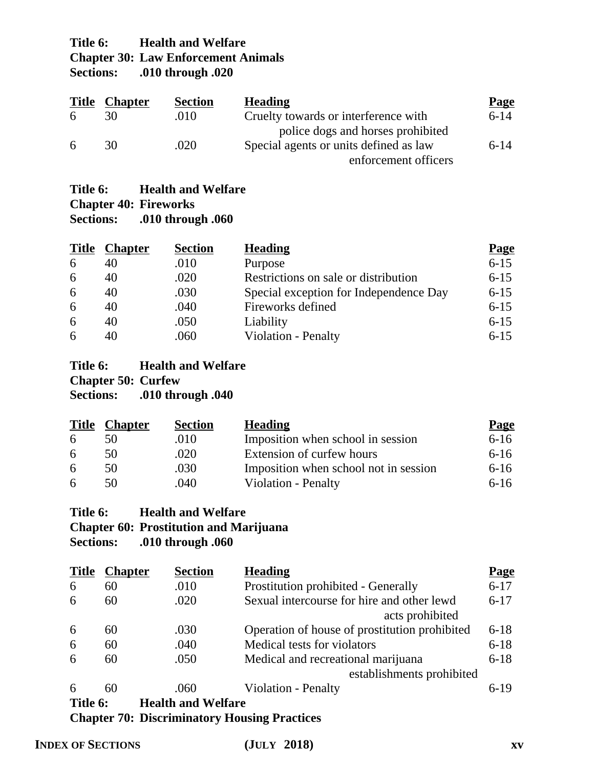**Title 6: Health and Welfare**
**Chapter 30: Law Enforcement Animals**
**Sections: .010 through .020**

| Title | Chapter | Section | Heading | Page |
|---|---|---|---|---|
| 6 | 30 | .010 | Cruelty towards or interference with police dogs and horses prohibited | 6-14 |
| 6 | 30 | .020 | Special agents or units defined as law enforcement officers | 6-14 |

**Title 6: Health and Welfare**
**Chapter 40: Fireworks**
**Sections: .010 through .060**

| Title | Chapter | Section | Heading | Page |
|---|---|---|---|---|
| 6 | 40 | .010 | Purpose | 6-15 |
| 6 | 40 | .020 | Restrictions on sale or distribution | 6-15 |
| 6 | 40 | .030 | Special exception for Independence Day | 6-15 |
| 6 | 40 | .040 | Fireworks defined | 6-15 |
| 6 | 40 | .050 | Liability | 6-15 |
| 6 | 40 | .060 | Violation - Penalty | 6-15 |

**Title 6: Health and Welfare**
**Chapter 50: Curfew**
**Sections: .010 through .040**

| Title | Chapter | Section | Heading | Page |
|---|---|---|---|---|
| 6 | 50 | .010 | Imposition when school in session | 6-16 |
| 6 | 50 | .020 | Extension of curfew hours | 6-16 |
| 6 | 50 | .030 | Imposition when school not in session | 6-16 |
| 6 | 50 | .040 | Violation - Penalty | 6-16 |

**Title 6: Health and Welfare**
**Chapter 60: Prostitution and Marijuana**
**Sections: .010 through .060**

| Title | Chapter | Section | Heading | Page |
|---|---|---|---|---|
| 6 | 60 | .010 | Prostitution prohibited - Generally | 6-17 |
| 6 | 60 | .020 | Sexual intercourse for hire and other lewd acts prohibited | 6-17 |
| 6 | 60 | .030 | Operation of house of prostitution prohibited | 6-18 |
| 6 | 60 | .040 | Medical tests for violators | 6-18 |
| 6 | 60 | .050 | Medical and recreational marijuana establishments prohibited | 6-18 |
| 6 | 60 | .060 | Violation - Penalty | 6-19 |

**Title 6: Health and Welfare**
**Chapter 70: Discriminatory Housing Practices**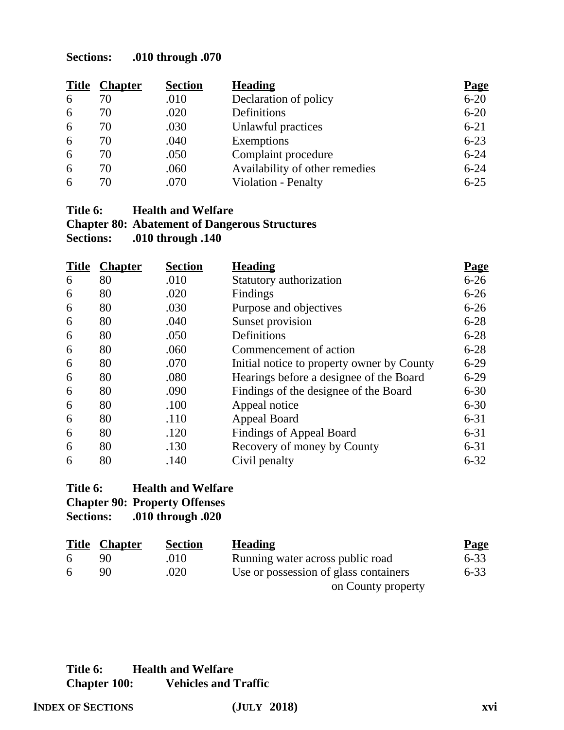**Sections: .010 through .070**

| Title | Chapter | Section | Heading | Page |
|---|---|---|---|---|
| 6 | 70 | .010 | Declaration of policy | 6-20 |
| 6 | 70 | .020 | Definitions | 6-20 |
| 6 | 70 | .030 | Unlawful practices | 6-21 |
| 6 | 70 | .040 | Exemptions | 6-23 |
| 6 | 70 | .050 | Complaint procedure | 6-24 |
| 6 | 70 | .060 | Availability of other remedies | 6-24 |
| 6 | 70 | .070 | Violation - Penalty | 6-25 |

**Title 6: Health and Welfare**
**Chapter 80: Abatement of Dangerous Structures**
**Sections: .010 through .140**

| Title | Chapter | Section | Heading | Page |
|---|---|---|---|---|
| 6 | 80 | .010 | Statutory authorization | 6-26 |
| 6 | 80 | .020 | Findings | 6-26 |
| 6 | 80 | .030 | Purpose and objectives | 6-26 |
| 6 | 80 | .040 | Sunset provision | 6-28 |
| 6 | 80 | .050 | Definitions | 6-28 |
| 6 | 80 | .060 | Commencement of action | 6-28 |
| 6 | 80 | .070 | Initial notice to property owner by County | 6-29 |
| 6 | 80 | .080 | Hearings before a designee of the Board | 6-29 |
| 6 | 80 | .090 | Findings of the designee of the Board | 6-30 |
| 6 | 80 | .100 | Appeal notice | 6-30 |
| 6 | 80 | .110 | Appeal Board | 6-31 |
| 6 | 80 | .120 | Findings of Appeal Board | 6-31 |
| 6 | 80 | .130 | Recovery of money by County | 6-31 |
| 6 | 80 | .140 | Civil penalty | 6-32 |

**Title 6: Health and Welfare**
**Chapter 90: Property Offenses**
**Sections: .010 through .020**

| Title | Chapter | Section | Heading | Page |
|---|---|---|---|---|
| 6 | 90 | .010 | Running water across public road | 6-33 |
| 6 | 90 | .020 | Use or possession of glass containers on County property | 6-33 |

**Title 6: Health and Welfare**
**Chapter 100: Vehicles and Traffic**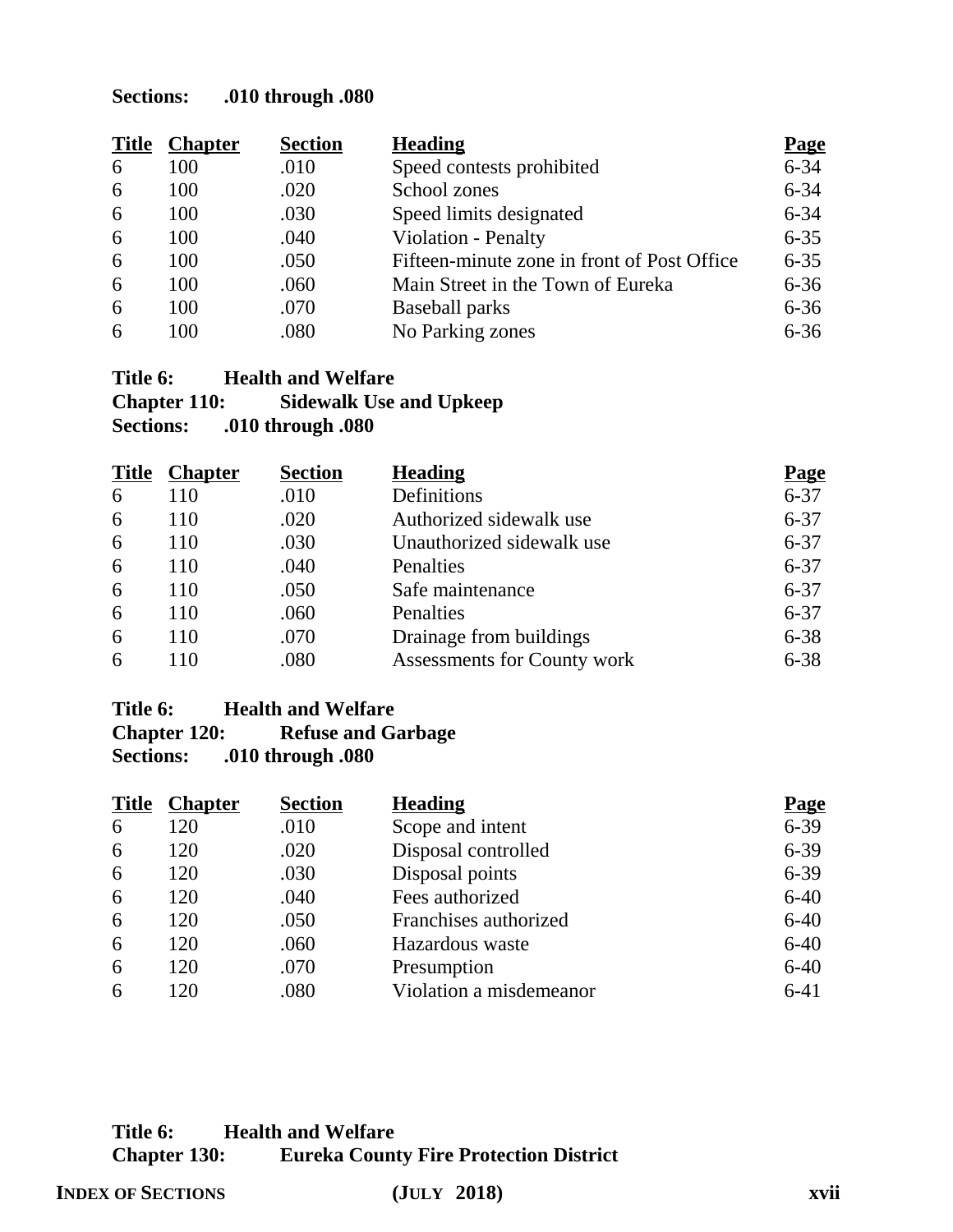**Sections: .010 through .080**

| Title | Chapter | Section | Heading | Page |
|---|---|---|---|---|
| 6 | 100 | .010 | Speed contests prohibited | 6-34 |
| 6 | 100 | .020 | School zones | 6-34 |
| 6 | 100 | .030 | Speed limits designated | 6-34 |
| 6 | 100 | .040 | Violation - Penalty | 6-35 |
| 6 | 100 | .050 | Fifteen-minute zone in front of Post Office | 6-35 |
| 6 | 100 | .060 | Main Street in the Town of Eureka | 6-36 |
| 6 | 100 | .070 | Baseball parks | 6-36 |
| 6 | 100 | .080 | No Parking zones | 6-36 |

**Title 6: Health and Welfare**
**Chapter 110: Sidewalk Use and Upkeep**
**Sections: .010 through .080**

| Title | Chapter | Section | Heading | Page |
|---|---|---|---|---|
| 6 | 110 | .010 | Definitions | 6-37 |
| 6 | 110 | .020 | Authorized sidewalk use | 6-37 |
| 6 | 110 | .030 | Unauthorized sidewalk use | 6-37 |
| 6 | 110 | .040 | Penalties | 6-37 |
| 6 | 110 | .050 | Safe maintenance | 6-37 |
| 6 | 110 | .060 | Penalties | 6-37 |
| 6 | 110 | .070 | Drainage from buildings | 6-38 |
| 6 | 110 | .080 | Assessments for County work | 6-38 |

**Title 6: Health and Welfare**
**Chapter 120: Refuse and Garbage**
**Sections: .010 through .080**

| Title | Chapter | Section | Heading | Page |
|---|---|---|---|---|
| 6 | 120 | .010 | Scope and intent | 6-39 |
| 6 | 120 | .020 | Disposal controlled | 6-39 |
| 6 | 120 | .030 | Disposal points | 6-39 |
| 6 | 120 | .040 | Fees authorized | 6-40 |
| 6 | 120 | .050 | Franchises authorized | 6-40 |
| 6 | 120 | .060 | Hazardous waste | 6-40 |
| 6 | 120 | .070 | Presumption | 6-40 |
| 6 | 120 | .080 | Violation a misdemeanor | 6-41 |

**Title 6: Health and Welfare**
**Chapter 130: Eureka County Fire Protection District**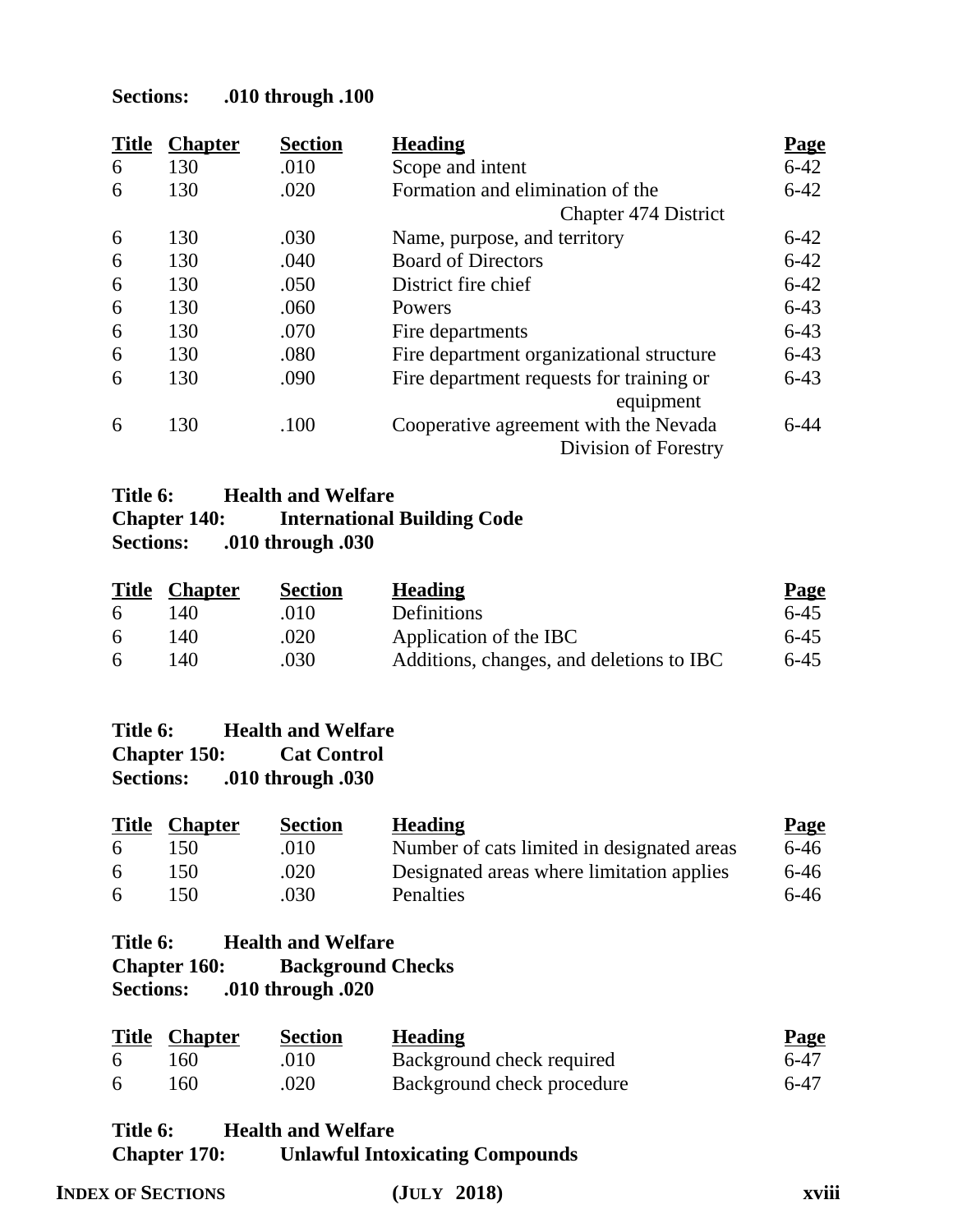**Sections: .010 through .100**

| Title | Chapter | Section | Heading | Page |
|---|---|---|---|---|
| 6 | 130 | .010 | Scope and intent | 6-42 |
| 6 | 130 | .020 | Formation and elimination of the Chapter 474 District | 6-42 |
| 6 | 130 | .030 | Name, purpose, and territory | 6-42 |
| 6 | 130 | .040 | Board of Directors | 6-42 |
| 6 | 130 | .050 | District fire chief | 6-42 |
| 6 | 130 | .060 | Powers | 6-43 |
| 6 | 130 | .070 | Fire departments | 6-43 |
| 6 | 130 | .080 | Fire department organizational structure | 6-43 |
| 6 | 130 | .090 | Fire department requests for training or equipment | 6-43 |
| 6 | 130 | .100 | Cooperative agreement with the Nevada Division of Forestry | 6-44 |

**Title 6: Health and Welfare**
**Chapter 140: International Building Code**
**Sections: .010 through .030**

| Title | Chapter | Section | Heading | Page |
|---|---|---|---|---|
| 6 | 140 | .010 | Definitions | 6-45 |
| 6 | 140 | .020 | Application of the IBC | 6-45 |
| 6 | 140 | .030 | Additions, changes, and deletions to IBC | 6-45 |

**Title 6: Health and Welfare**
**Chapter 150: Cat Control**
**Sections: .010 through .030**

| Title | Chapter | Section | Heading | Page |
|---|---|---|---|---|
| 6 | 150 | .010 | Number of cats limited in designated areas | 6-46 |
| 6 | 150 | .020 | Designated areas where limitation applies | 6-46 |
| 6 | 150 | .030 | Penalties | 6-46 |

**Title 6: Health and Welfare**
**Chapter 160: Background Checks**
**Sections: .010 through .020**

| Title | Chapter | Section | Heading | Page |
|---|---|---|---|---|
| 6 | 160 | .010 | Background check required | 6-47 |
| 6 | 160 | .020 | Background check procedure | 6-47 |

**Title 6: Health and Welfare**
**Chapter 170: Unlawful Intoxicating Compounds**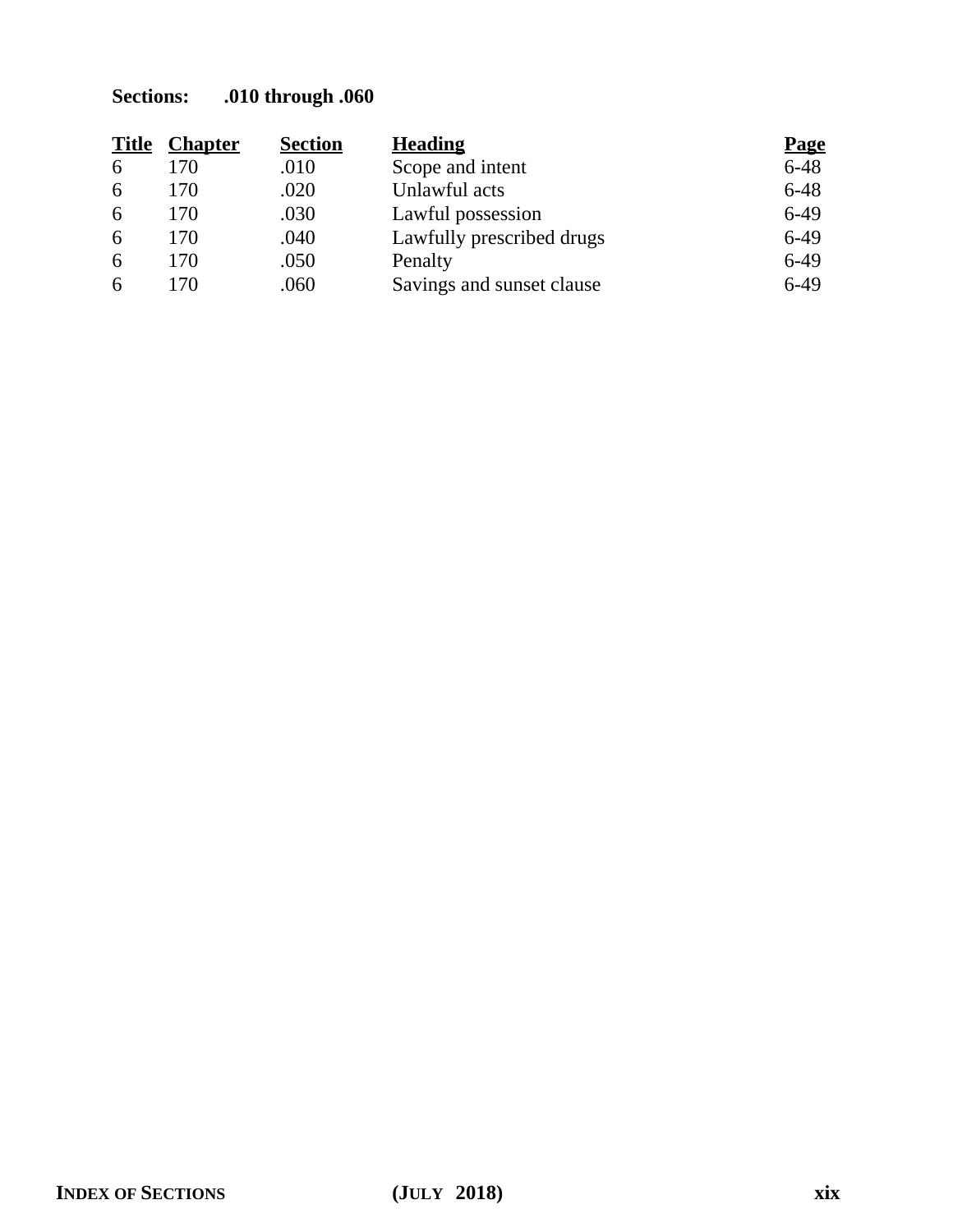**Sections: .010 through .060**

| Title | Chapter | Section | Heading | Page |
|---|---|---|---|---|
| 6 | 170 | .010 | Scope and intent | 6-48 |
| 6 | 170 | .020 | Unlawful acts | 6-48 |
| 6 | 170 | .030 | Lawful possession | 6-49 |
| 6 | 170 | .040 | Lawfully prescribed drugs | 6-49 |
| 6 | 170 | .050 | Penalty | 6-49 |
| 6 | 170 | .060 | Savings and sunset clause | 6-49 |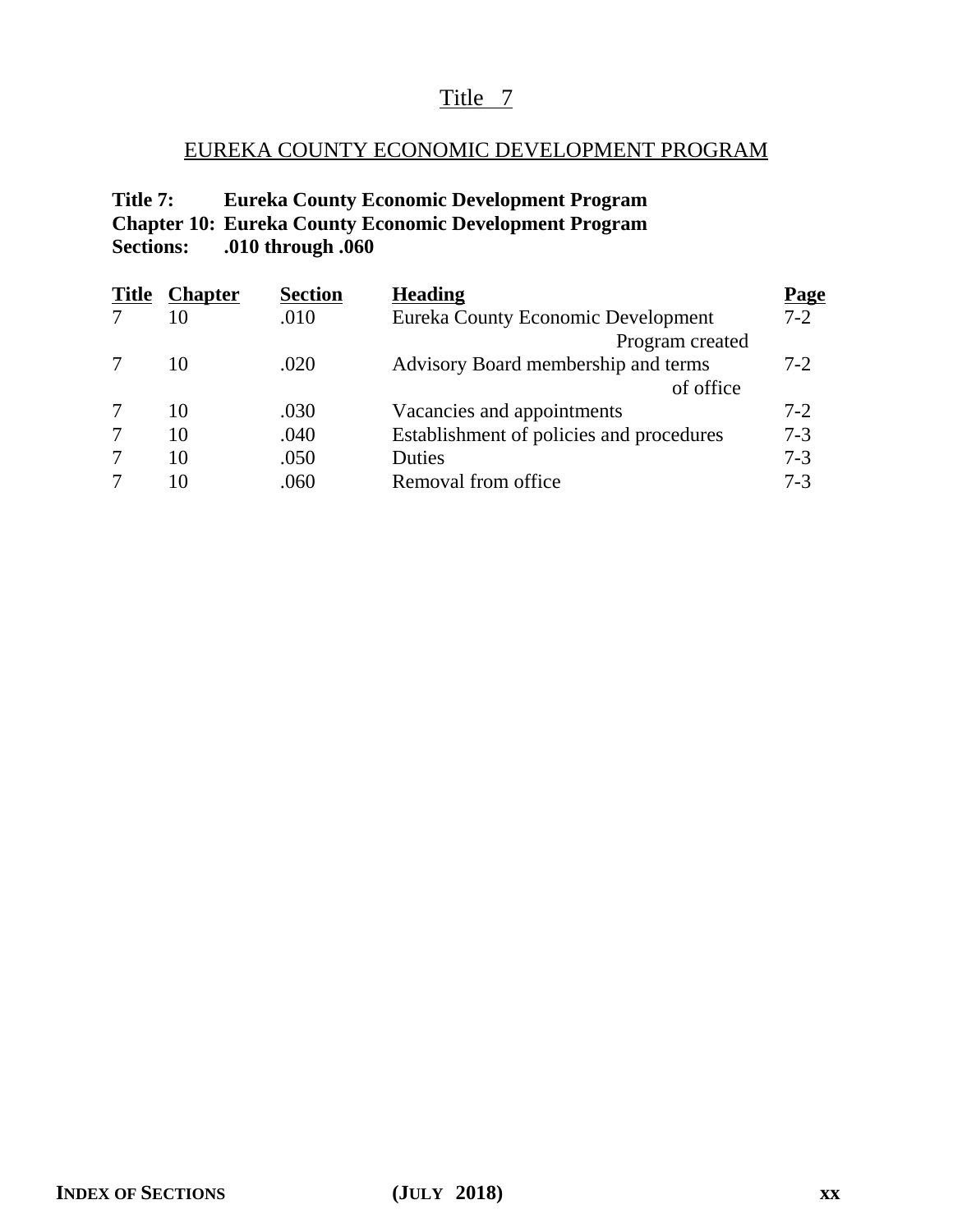# Title 7

## EUREKA COUNTY ECONOMIC DEVELOPMENT PROGRAM

**Title 7: Eureka County Economic Development Program**
**Chapter 10: Eureka County Economic Development Program**
**Sections: .010 through .060**

| Title | Chapter | Section | Heading | Page |
|---|---|---|---|---|
| 7 | 10 | .010 | Eureka County Economic Development Program created | 7-2 |
| 7 | 10 | .020 | Advisory Board membership and terms of office | 7-2 |
| 7 | 10 | .030 | Vacancies and appointments | 7-2 |
| 7 | 10 | .040 | Establishment of policies and procedures | 7-3 |
| 7 | 10 | .050 | Duties | 7-3 |
| 7 | 10 | .060 | Removal from office | 7-3 |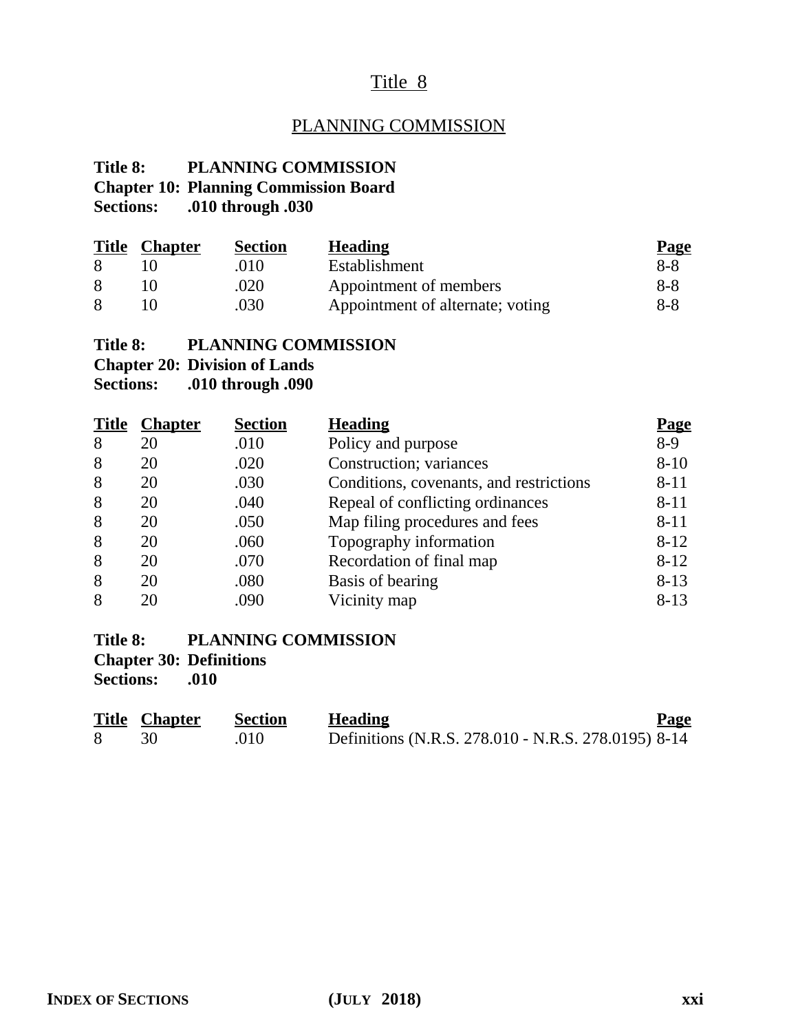# Title 8

## PLANNING COMMISSION

**Title 8: PLANNING COMMISSION**
**Chapter 10: Planning Commission Board**
**Sections: .010 through .030**

| Title | Chapter | Section | Heading | Page |
|---|---|---|---|---|
| 8 | 10 | .010 | Establishment | 8-8 |
| 8 | 10 | .020 | Appointment of members | 8-8 |
| 8 | 10 | .030 | Appointment of alternate; voting | 8-8 |

**Title 8: PLANNING COMMISSION**
**Chapter 20: Division of Lands**
**Sections: .010 through .090**

| Title | Chapter | Section | Heading | Page |
|---|---|---|---|---|
| 8 | 20 | .010 | Policy and purpose | 8-9 |
| 8 | 20 | .020 | Construction; variances | 8-10 |
| 8 | 20 | .030 | Conditions, covenants, and restrictions | 8-11 |
| 8 | 20 | .040 | Repeal of conflicting ordinances | 8-11 |
| 8 | 20 | .050 | Map filing procedures and fees | 8-11 |
| 8 | 20 | .060 | Topography information | 8-12 |
| 8 | 20 | .070 | Recordation of final map | 8-12 |
| 8 | 20 | .080 | Basis of bearing | 8-13 |
| 8 | 20 | .090 | Vicinity map | 8-13 |

**Title 8: PLANNING COMMISSION**
**Chapter 30: Definitions**
**Sections: .010**

| Title | Chapter | Section | Heading | Page |
|---|---|---|---|---|
| 8 | 30 | .010 | Definitions (N.R.S. 278.010 - N.R.S. 278.0195) | 8-14 |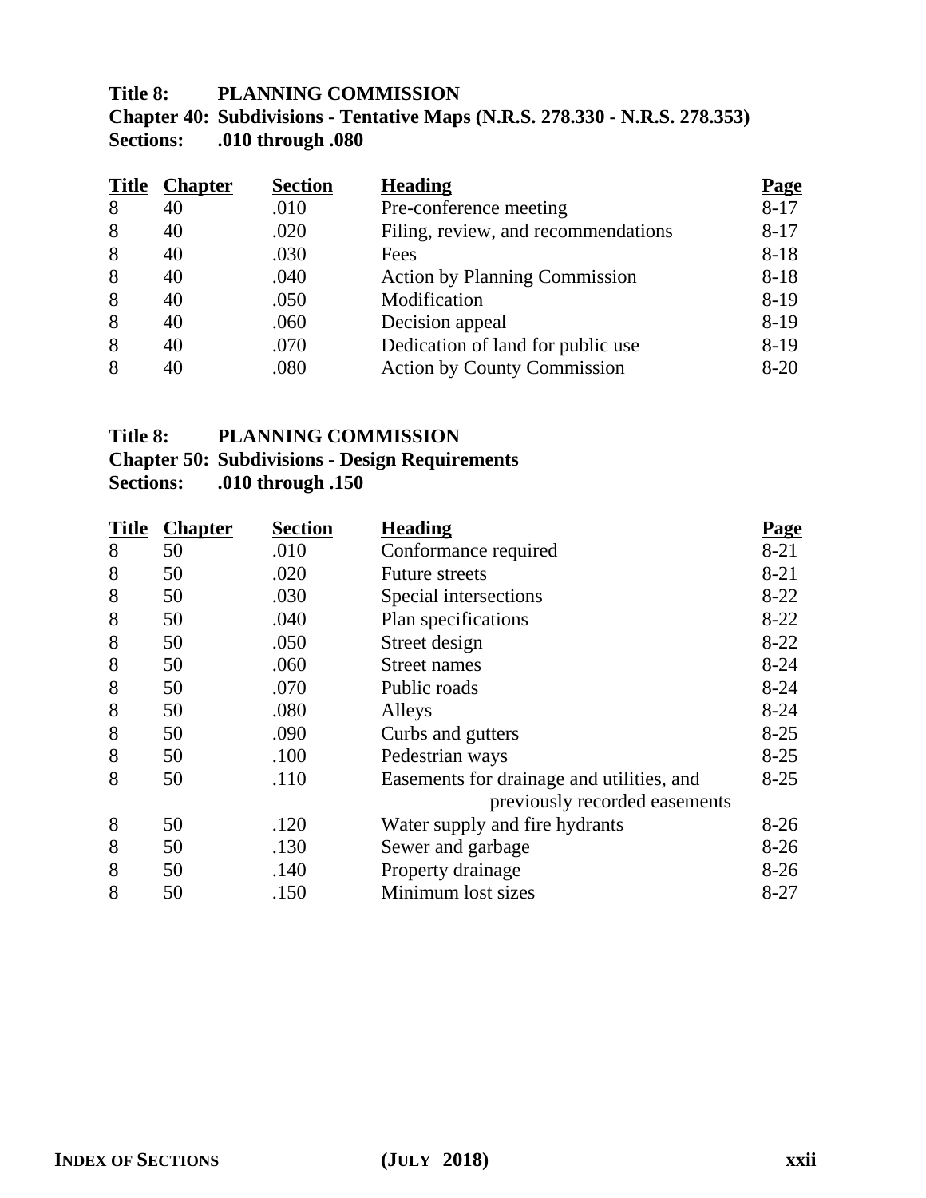**Title 8: PLANNING COMMISSION**
**Chapter 40: Subdivisions - Tentative Maps (N.R.S. 278.330 - N.R.S. 278.353)**
**Sections: .010 through .080**

| Title | Chapter | Section | Heading | Page |
|---|---|---|---|---|
| 8 | 40 | .010 | Pre-conference meeting | 8-17 |
| 8 | 40 | .020 | Filing, review, and recommendations | 8-17 |
| 8 | 40 | .030 | Fees | 8-18 |
| 8 | 40 | .040 | Action by Planning Commission | 8-18 |
| 8 | 40 | .050 | Modification | 8-19 |
| 8 | 40 | .060 | Decision appeal | 8-19 |
| 8 | 40 | .070 | Dedication of land for public use | 8-19 |
| 8 | 40 | .080 | Action by County Commission | 8-20 |

**Title 8: PLANNING COMMISSION**
**Chapter 50: Subdivisions - Design Requirements**
**Sections: .010 through .150**

| Title | Chapter | Section | Heading | Page |
|---|---|---|---|---|
| 8 | 50 | .010 | Conformance required | 8-21 |
| 8 | 50 | .020 | Future streets | 8-21 |
| 8 | 50 | .030 | Special intersections | 8-22 |
| 8 | 50 | .040 | Plan specifications | 8-22 |
| 8 | 50 | .050 | Street design | 8-22 |
| 8 | 50 | .060 | Street names | 8-24 |
| 8 | 50 | .070 | Public roads | 8-24 |
| 8 | 50 | .080 | Alleys | 8-24 |
| 8 | 50 | .090 | Curbs and gutters | 8-25 |
| 8 | 50 | .100 | Pedestrian ways | 8-25 |
| 8 | 50 | .110 | Easements for drainage and utilities, and previously recorded easements | 8-25 |
| 8 | 50 | .120 | Water supply and fire hydrants | 8-26 |
| 8 | 50 | .130 | Sewer and garbage | 8-26 |
| 8 | 50 | .140 | Property drainage | 8-26 |
| 8 | 50 | .150 | Minimum lost sizes | 8-27 |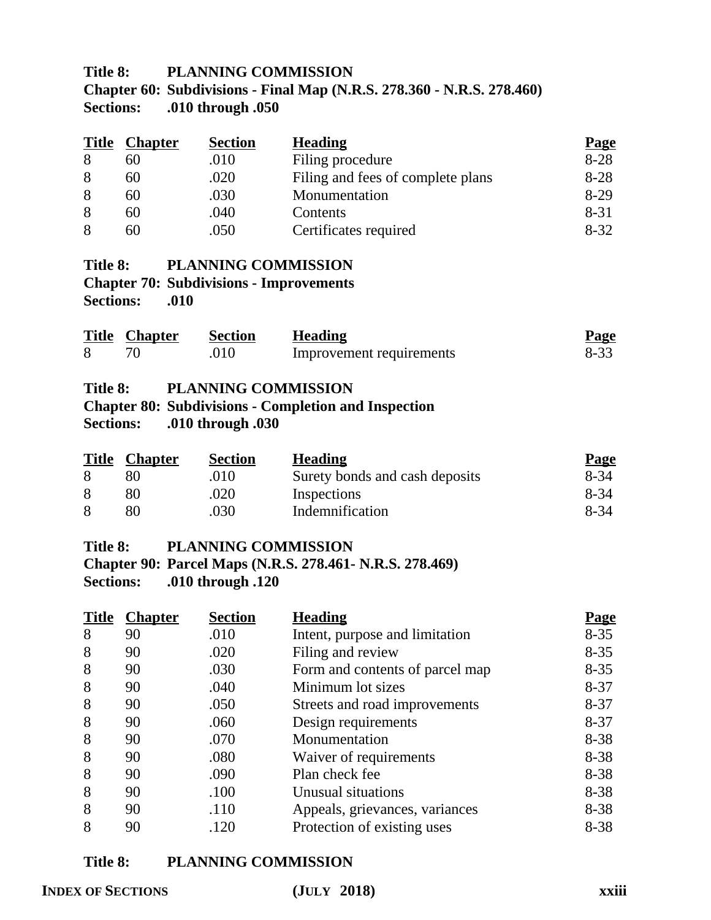**Title 8: PLANNING COMMISSION**
**Chapter 60: Subdivisions - Final Map (N.R.S. 278.360 - N.R.S. 278.460)**
**Sections: .010 through .050**

| Title | Chapter | Section | Heading | Page |
|---|---|---|---|---|
| 8 | 60 | .010 | Filing procedure | 8-28 |
| 8 | 60 | .020 | Filing and fees of complete plans | 8-28 |
| 8 | 60 | .030 | Monumentation | 8-29 |
| 8 | 60 | .040 | Contents | 8-31 |
| 8 | 60 | .050 | Certificates required | 8-32 |

**Title 8: PLANNING COMMISSION**
**Chapter 70: Subdivisions - Improvements**
**Sections: .010**

| Title | Chapter | Section | Heading | Page |
|---|---|---|---|---|
| 8 | 70 | .010 | Improvement requirements | 8-33 |

**Title 8: PLANNING COMMISSION**
**Chapter 80: Subdivisions - Completion and Inspection**
**Sections: .010 through .030**

| Title | Chapter | Section | Heading | Page |
|---|---|---|---|---|
| 8 | 80 | .010 | Surety bonds and cash deposits | 8-34 |
| 8 | 80 | .020 | Inspections | 8-34 |
| 8 | 80 | .030 | Indemnification | 8-34 |

**Title 8: PLANNING COMMISSION**
**Chapter 90: Parcel Maps (N.R.S. 278.461- N.R.S. 278.469)**
**Sections: .010 through .120**

| Title | Chapter | Section | Heading | Page |
|---|---|---|---|---|
| 8 | 90 | .010 | Intent, purpose and limitation | 8-35 |
| 8 | 90 | .020 | Filing and review | 8-35 |
| 8 | 90 | .030 | Form and contents of parcel map | 8-35 |
| 8 | 90 | .040 | Minimum lot sizes | 8-37 |
| 8 | 90 | .050 | Streets and road improvements | 8-37 |
| 8 | 90 | .060 | Design requirements | 8-37 |
| 8 | 90 | .070 | Monumentation | 8-38 |
| 8 | 90 | .080 | Waiver of requirements | 8-38 |
| 8 | 90 | .090 | Plan check fee | 8-38 |
| 8 | 90 | .100 | Unusual situations | 8-38 |
| 8 | 90 | .110 | Appeals, grievances, variances | 8-38 |
| 8 | 90 | .120 | Protection of existing uses | 8-38 |

**Title 8: PLANNING COMMISSION**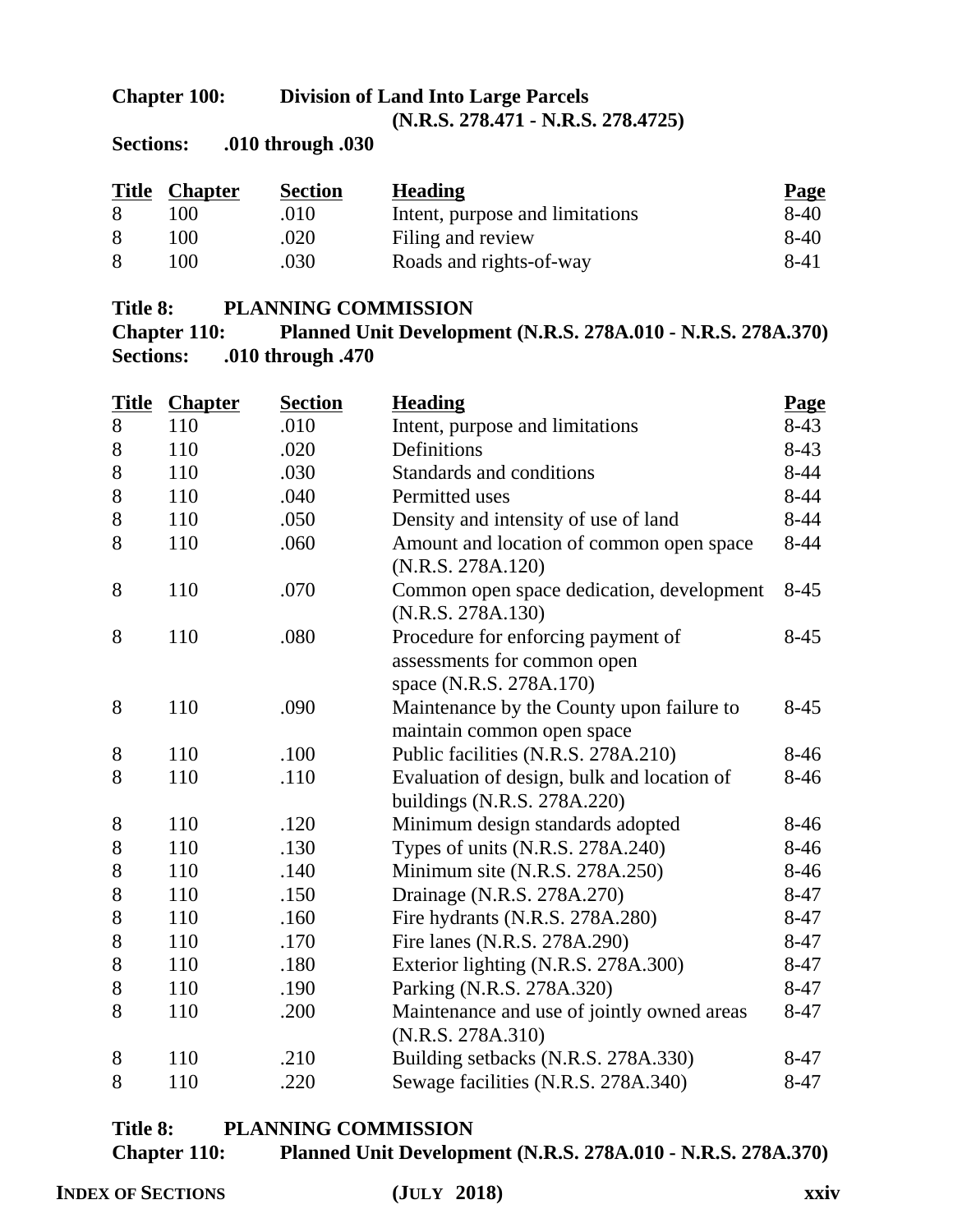**Chapter 100: Division of Land Into Large Parcels (N.R.S. 278.471 - N.R.S. 278.4725)**

**Sections: .010 through .030**

| Title | Chapter | Section | Heading | Page |
|---|---|---|---|---|
| 8 | 100 | .010 | Intent, purpose and limitations | 8-40 |
| 8 | 100 | .020 | Filing and review | 8-40 |
| 8 | 100 | .030 | Roads and rights-of-way | 8-41 |

**Title 8: PLANNING COMMISSION**

**Chapter 110: Planned Unit Development (N.R.S. 278A.010 - N.R.S. 278A.370)**

**Sections: .010 through .470**

| Title | Chapter | Section | Heading | Page |
|---|---|---|---|---|
| 8 | 110 | .010 | Intent, purpose and limitations | 8-43 |
| 8 | 110 | .020 | Definitions | 8-43 |
| 8 | 110 | .030 | Standards and conditions | 8-44 |
| 8 | 110 | .040 | Permitted uses | 8-44 |
| 8 | 110 | .050 | Density and intensity of use of land | 8-44 |
| 8 | 110 | .060 | Amount and location of common open space (N.R.S. 278A.120) | 8-44 |
| 8 | 110 | .070 | Common open space dedication, development (N.R.S. 278A.130) | 8-45 |
| 8 | 110 | .080 | Procedure for enforcing payment of assessments for common open space (N.R.S. 278A.170) | 8-45 |
| 8 | 110 | .090 | Maintenance by the County upon failure to maintain common open space | 8-45 |
| 8 | 110 | .100 | Public facilities (N.R.S. 278A.210) | 8-46 |
| 8 | 110 | .110 | Evaluation of design, bulk and location of buildings (N.R.S. 278A.220) | 8-46 |
| 8 | 110 | .120 | Minimum design standards adopted | 8-46 |
| 8 | 110 | .130 | Types of units (N.R.S. 278A.240) | 8-46 |
| 8 | 110 | .140 | Minimum site (N.R.S. 278A.250) | 8-46 |
| 8 | 110 | .150 | Drainage (N.R.S. 278A.270) | 8-47 |
| 8 | 110 | .160 | Fire hydrants (N.R.S. 278A.280) | 8-47 |
| 8 | 110 | .170 | Fire lanes (N.R.S. 278A.290) | 8-47 |
| 8 | 110 | .180 | Exterior lighting (N.R.S. 278A.300) | 8-47 |
| 8 | 110 | .190 | Parking (N.R.S. 278A.320) | 8-47 |
| 8 | 110 | .200 | Maintenance and use of jointly owned areas (N.R.S. 278A.310) | 8-47 |
| 8 | 110 | .210 | Building setbacks (N.R.S. 278A.330) | 8-47 |
| 8 | 110 | .220 | Sewage facilities (N.R.S. 278A.340) | 8-47 |

**Title 8: PLANNING COMMISSION**

**Chapter 110: Planned Unit Development (N.R.S. 278A.010 - N.R.S. 278A.370)**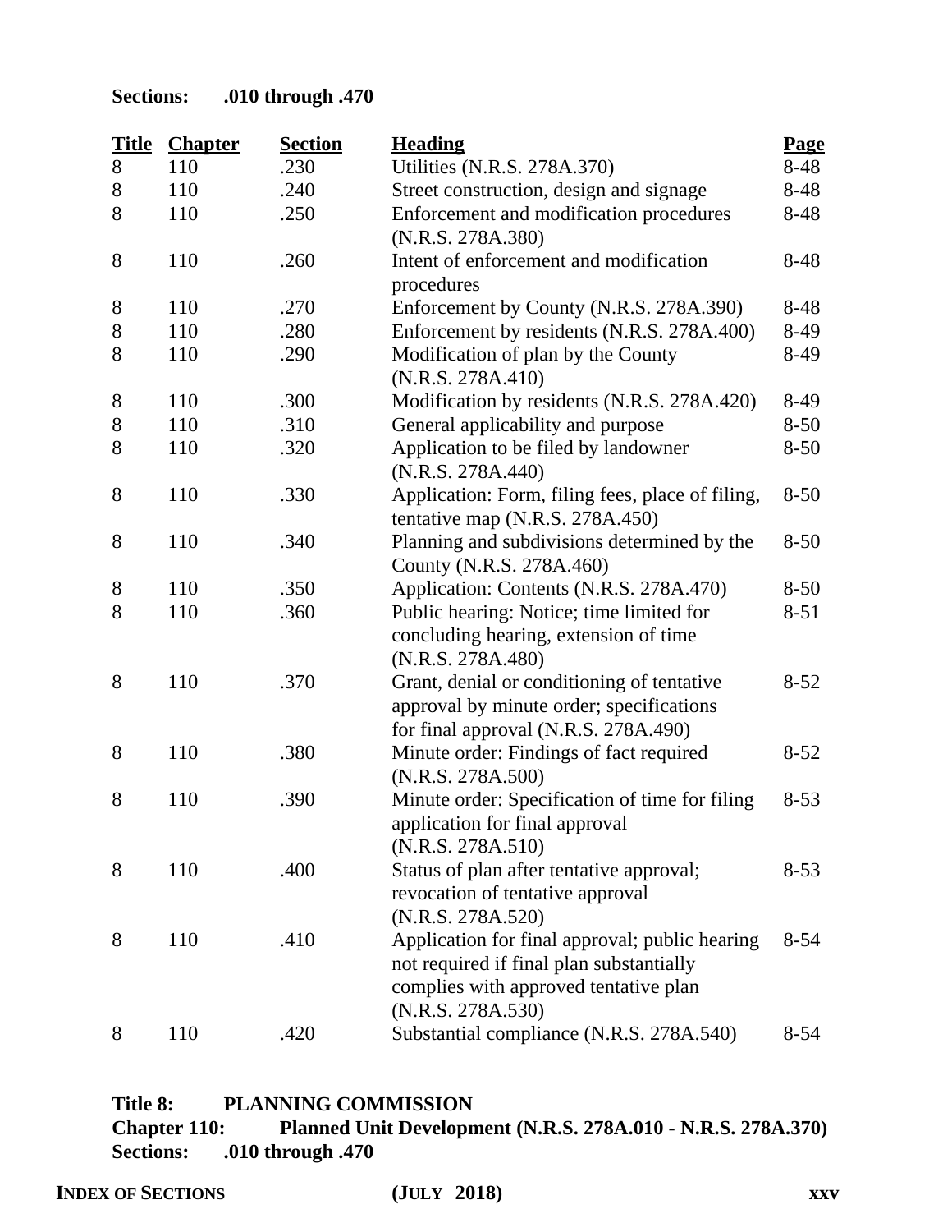**Sections: .010 through .470**

| Title | Chapter | Section | Heading | Page |
|---|---|---|---|---|
| 8 | 110 | .230 | Utilities (N.R.S. 278A.370) | 8-48 |
| 8 | 110 | .240 | Street construction, design and signage | 8-48 |
| 8 | 110 | .250 | Enforcement and modification procedures (N.R.S. 278A.380) | 8-48 |
| 8 | 110 | .260 | Intent of enforcement and modification procedures | 8-48 |
| 8 | 110 | .270 | Enforcement by County (N.R.S. 278A.390) | 8-48 |
| 8 | 110 | .280 | Enforcement by residents (N.R.S. 278A.400) | 8-49 |
| 8 | 110 | .290 | Modification of plan by the County (N.R.S. 278A.410) | 8-49 |
| 8 | 110 | .300 | Modification by residents (N.R.S. 278A.420) | 8-49 |
| 8 | 110 | .310 | General applicability and purpose | 8-50 |
| 8 | 110 | .320 | Application to be filed by landowner (N.R.S. 278A.440) | 8-50 |
| 8 | 110 | .330 | Application: Form, filing fees, place of filing, tentative map (N.R.S. 278A.450) | 8-50 |
| 8 | 110 | .340 | Planning and subdivisions determined by the County (N.R.S. 278A.460) | 8-50 |
| 8 | 110 | .350 | Application: Contents (N.R.S. 278A.470) | 8-50 |
| 8 | 110 | .360 | Public hearing: Notice; time limited for concluding hearing, extension of time (N.R.S. 278A.480) | 8-51 |
| 8 | 110 | .370 | Grant, denial or conditioning of tentative approval by minute order; specifications for final approval (N.R.S. 278A.490) | 8-52 |
| 8 | 110 | .380 | Minute order: Findings of fact required (N.R.S. 278A.500) | 8-52 |
| 8 | 110 | .390 | Minute order: Specification of time for filing application for final approval (N.R.S. 278A.510) | 8-53 |
| 8 | 110 | .400 | Status of plan after tentative approval; revocation of tentative approval (N.R.S. 278A.520) | 8-53 |
| 8 | 110 | .410 | Application for final approval; public hearing not required if final plan substantially complies with approved tentative plan (N.R.S. 278A.530) | 8-54 |
| 8 | 110 | .420 | Substantial compliance (N.R.S. 278A.540) | 8-54 |

**Title 8: PLANNING COMMISSION**
**Chapter 110: Planned Unit Development (N.R.S. 278A.010 - N.R.S. 278A.370)**
**Sections: .010 through .470**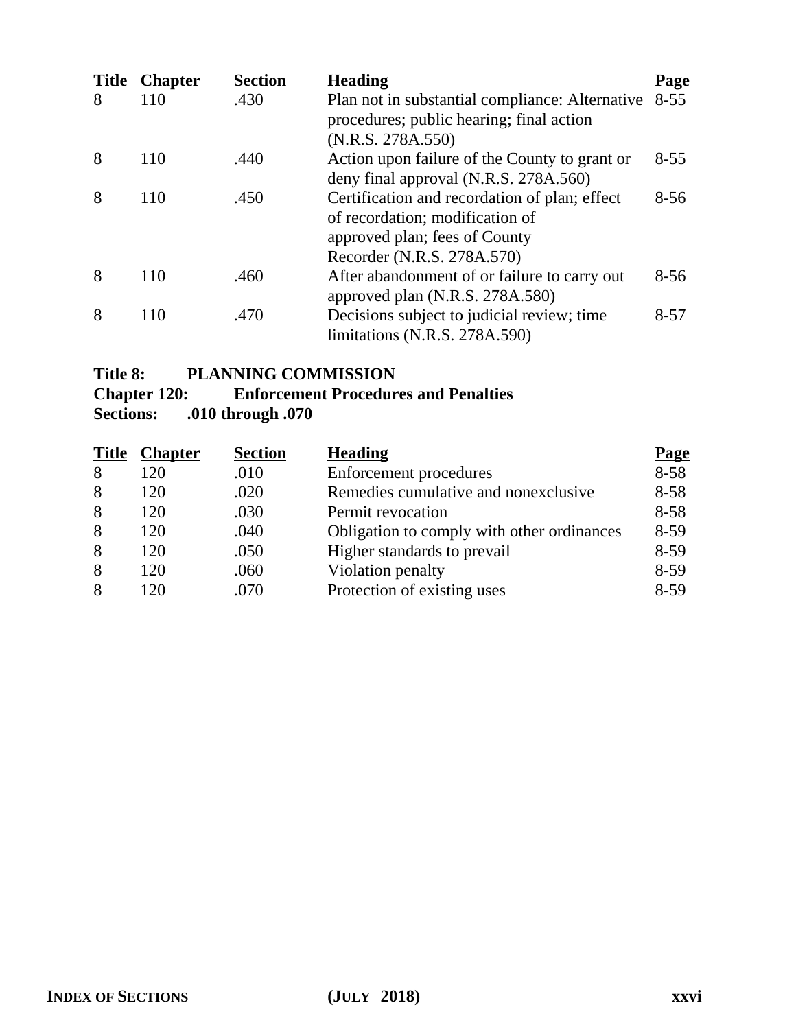| Title | Chapter | Section | Heading | Page |
|---|---|---|---|---|
| 8 | 110 | .430 | Plan not in substantial compliance: Alternative procedures; public hearing; final action (N.R.S. 278A.550) | 8-55 |
| 8 | 110 | .440 | Action upon failure of the County to grant or deny final approval (N.R.S. 278A.560) | 8-55 |
| 8 | 110 | .450 | Certification and recordation of plan; effect of recordation; modification of approved plan; fees of County Recorder (N.R.S. 278A.570) | 8-56 |
| 8 | 110 | .460 | After abandonment of or failure to carry out approved plan (N.R.S. 278A.580) | 8-56 |
| 8 | 110 | .470 | Decisions subject to judicial review; time limitations (N.R.S. 278A.590) | 8-57 |

**Title 8: PLANNING COMMISSION**
**Chapter 120: Enforcement Procedures and Penalties**
**Sections: .010 through .070**

| Title | Chapter | Section | Heading | Page |
|---|---|---|---|---|
| 8 | 120 | .010 | Enforcement procedures | 8-58 |
| 8 | 120 | .020 | Remedies cumulative and nonexclusive | 8-58 |
| 8 | 120 | .030 | Permit revocation | 8-58 |
| 8 | 120 | .040 | Obligation to comply with other ordinances | 8-59 |
| 8 | 120 | .050 | Higher standards to prevail | 8-59 |
| 8 | 120 | .060 | Violation penalty | 8-59 |
| 8 | 120 | .070 | Protection of existing uses | 8-59 |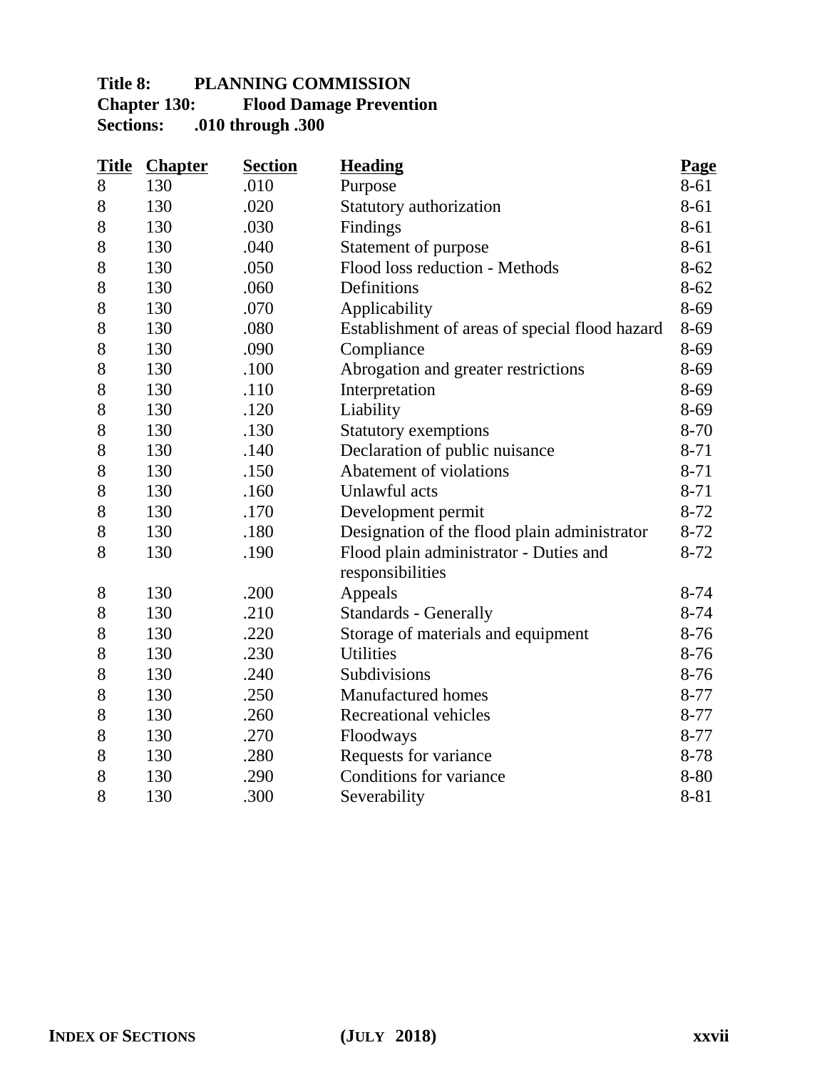**Title 8: PLANNING COMMISSION**
**Chapter 130: Flood Damage Prevention**
**Sections: .010 through .300**

| Title | Chapter | Section | Heading | Page |
|---|---|---|---|---|
| 8 | 130 | .010 | Purpose | 8-61 |
| 8 | 130 | .020 | Statutory authorization | 8-61 |
| 8 | 130 | .030 | Findings | 8-61 |
| 8 | 130 | .040 | Statement of purpose | 8-61 |
| 8 | 130 | .050 | Flood loss reduction - Methods | 8-62 |
| 8 | 130 | .060 | Definitions | 8-62 |
| 8 | 130 | .070 | Applicability | 8-69 |
| 8 | 130 | .080 | Establishment of areas of special flood hazard | 8-69 |
| 8 | 130 | .090 | Compliance | 8-69 |
| 8 | 130 | .100 | Abrogation and greater restrictions | 8-69 |
| 8 | 130 | .110 | Interpretation | 8-69 |
| 8 | 130 | .120 | Liability | 8-69 |
| 8 | 130 | .130 | Statutory exemptions | 8-70 |
| 8 | 130 | .140 | Declaration of public nuisance | 8-71 |
| 8 | 130 | .150 | Abatement of violations | 8-71 |
| 8 | 130 | .160 | Unlawful acts | 8-71 |
| 8 | 130 | .170 | Development permit | 8-72 |
| 8 | 130 | .180 | Designation of the flood plain administrator | 8-72 |
| 8 | 130 | .190 | Flood plain administrator - Duties and responsibilities | 8-72 |
| 8 | 130 | .200 | Appeals | 8-74 |
| 8 | 130 | .210 | Standards - Generally | 8-74 |
| 8 | 130 | .220 | Storage of materials and equipment | 8-76 |
| 8 | 130 | .230 | Utilities | 8-76 |
| 8 | 130 | .240 | Subdivisions | 8-76 |
| 8 | 130 | .250 | Manufactured homes | 8-77 |
| 8 | 130 | .260 | Recreational vehicles | 8-77 |
| 8 | 130 | .270 | Floodways | 8-77 |
| 8 | 130 | .280 | Requests for variance | 8-78 |
| 8 | 130 | .290 | Conditions for variance | 8-80 |
| 8 | 130 | .300 | Severability | 8-81 |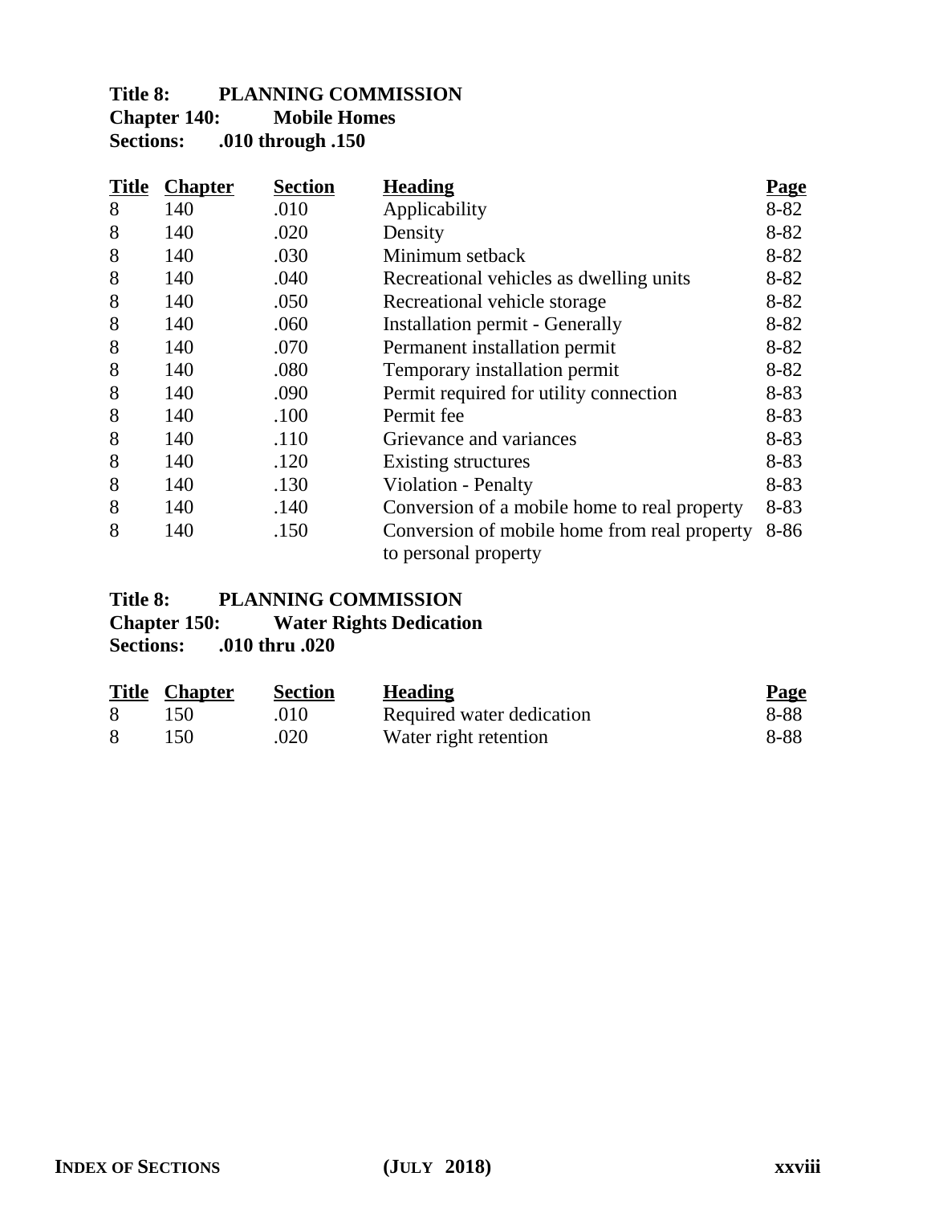**Title 8: PLANNING COMMISSION**
**Chapter 140: Mobile Homes**
**Sections: .010 through .150**

| Title | Chapter | Section | Heading | Page |
|---|---|---|---|---|
| 8 | 140 | .010 | Applicability | 8-82 |
| 8 | 140 | .020 | Density | 8-82 |
| 8 | 140 | .030 | Minimum setback | 8-82 |
| 8 | 140 | .040 | Recreational vehicles as dwelling units | 8-82 |
| 8 | 140 | .050 | Recreational vehicle storage | 8-82 |
| 8 | 140 | .060 | Installation permit - Generally | 8-82 |
| 8 | 140 | .070 | Permanent installation permit | 8-82 |
| 8 | 140 | .080 | Temporary installation permit | 8-82 |
| 8 | 140 | .090 | Permit required for utility connection | 8-83 |
| 8 | 140 | .100 | Permit fee | 8-83 |
| 8 | 140 | .110 | Grievance and variances | 8-83 |
| 8 | 140 | .120 | Existing structures | 8-83 |
| 8 | 140 | .130 | Violation - Penalty | 8-83 |
| 8 | 140 | .140 | Conversion of a mobile home to real property | 8-83 |
| 8 | 140 | .150 | Conversion of mobile home from real property to personal property | 8-86 |

**Title 8: PLANNING COMMISSION**
**Chapter 150: Water Rights Dedication**
**Sections: .010 thru .020**

| Title | Chapter | Section | Heading | Page |
|---|---|---|---|---|
| 8 | 150 | .010 | Required water dedication | 8-88 |
| 8 | 150 | .020 | Water right retention | 8-88 |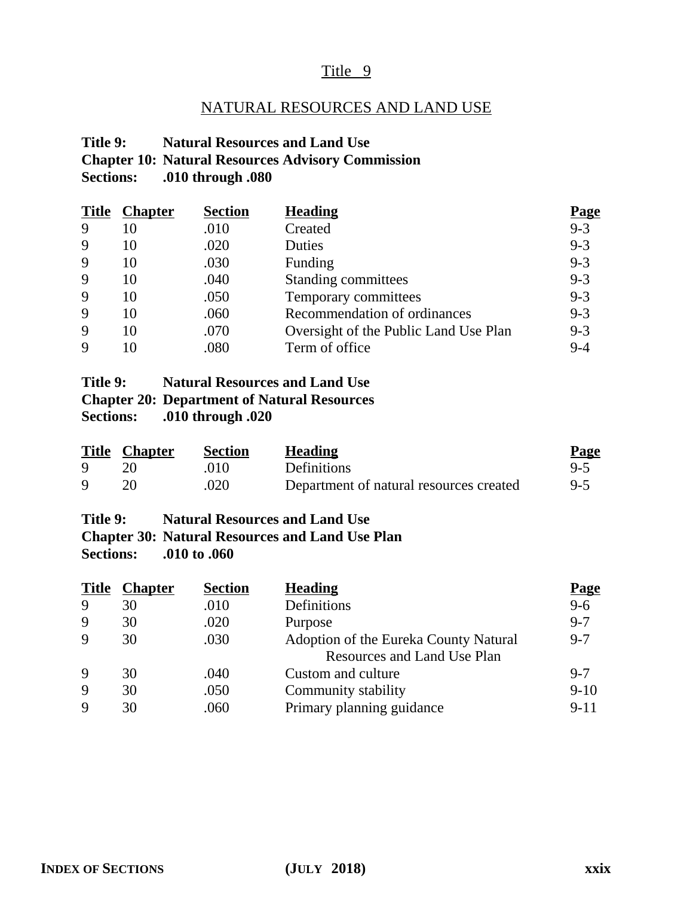# Title 9

## NATURAL RESOURCES AND LAND USE

**Title 9: Natural Resources and Land Use**
**Chapter 10: Natural Resources Advisory Commission**
**Sections: .010 through .080**

| Title | Chapter | Section | Heading | Page |
|---|---|---|---|---|
| 9 | 10 | .010 | Created | 9-3 |
| 9 | 10 | .020 | Duties | 9-3 |
| 9 | 10 | .030 | Funding | 9-3 |
| 9 | 10 | .040 | Standing committees | 9-3 |
| 9 | 10 | .050 | Temporary committees | 9-3 |
| 9 | 10 | .060 | Recommendation of ordinances | 9-3 |
| 9 | 10 | .070 | Oversight of the Public Land Use Plan | 9-3 |
| 9 | 10 | .080 | Term of office | 9-4 |

**Title 9: Natural Resources and Land Use**
**Chapter 20: Department of Natural Resources**
**Sections: .010 through .020**

| Title | Chapter | Section | Heading | Page |
|---|---|---|---|---|
| 9 | 20 | .010 | Definitions | 9-5 |
| 9 | 20 | .020 | Department of natural resources created | 9-5 |

**Title 9: Natural Resources and Land Use**
**Chapter 30: Natural Resources and Land Use Plan**
**Sections: .010 to .060**

| Title | Chapter | Section | Heading | Page |
|---|---|---|---|---|
| 9 | 30 | .010 | Definitions | 9-6 |
| 9 | 30 | .020 | Purpose | 9-7 |
| 9 | 30 | .030 | Adoption of the Eureka County Natural Resources and Land Use Plan | 9-7 |
| 9 | 30 | .040 | Custom and culture | 9-7 |
| 9 | 30 | .050 | Community stability | 9-10 |
| 9 | 30 | .060 | Primary planning guidance | 9-11 |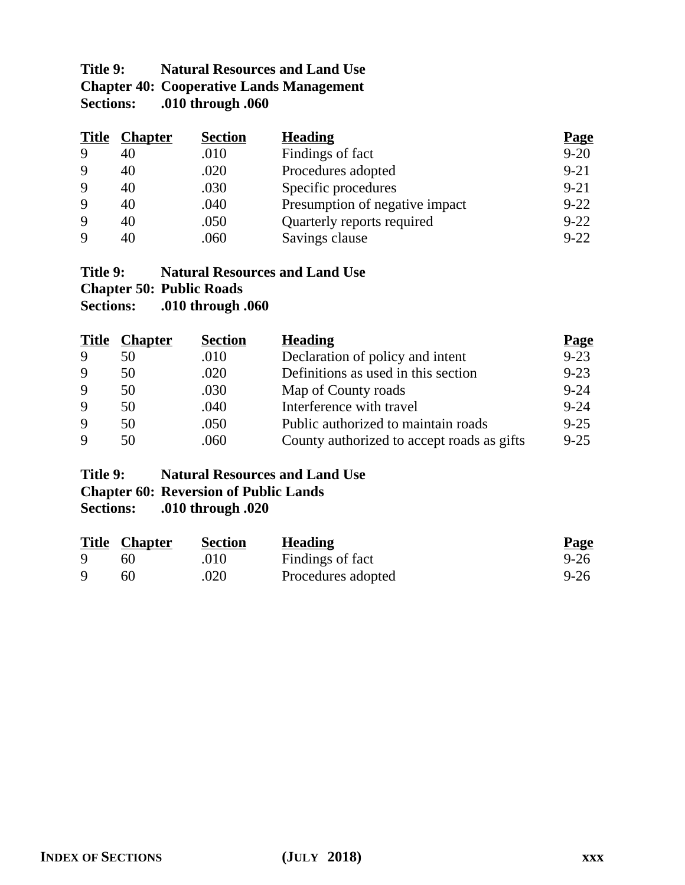**Title 9: Natural Resources and Land Use**
**Chapter 40: Cooperative Lands Management**
**Sections: .010 through .060**

| Title | Chapter | Section | Heading | Page |
|---|---|---|---|---|
| 9 | 40 | .010 | Findings of fact | 9-20 |
| 9 | 40 | .020 | Procedures adopted | 9-21 |
| 9 | 40 | .030 | Specific procedures | 9-21 |
| 9 | 40 | .040 | Presumption of negative impact | 9-22 |
| 9 | 40 | .050 | Quarterly reports required | 9-22 |
| 9 | 40 | .060 | Savings clause | 9-22 |

**Title 9: Natural Resources and Land Use**
**Chapter 50: Public Roads**
**Sections: .010 through .060**

| Title | Chapter | Section | Heading | Page |
|---|---|---|---|---|
| 9 | 50 | .010 | Declaration of policy and intent | 9-23 |
| 9 | 50 | .020 | Definitions as used in this section | 9-23 |
| 9 | 50 | .030 | Map of County roads | 9-24 |
| 9 | 50 | .040 | Interference with travel | 9-24 |
| 9 | 50 | .050 | Public authorized to maintain roads | 9-25 |
| 9 | 50 | .060 | County authorized to accept roads as gifts | 9-25 |

**Title 9: Natural Resources and Land Use**
**Chapter 60: Reversion of Public Lands**
**Sections: .010 through .020**

| Title | Chapter | Section | Heading | Page |
|---|---|---|---|---|
| 9 | 60 | .010 | Findings of fact | 9-26 |
| 9 | 60 | .020 | Procedures adopted | 9-26 |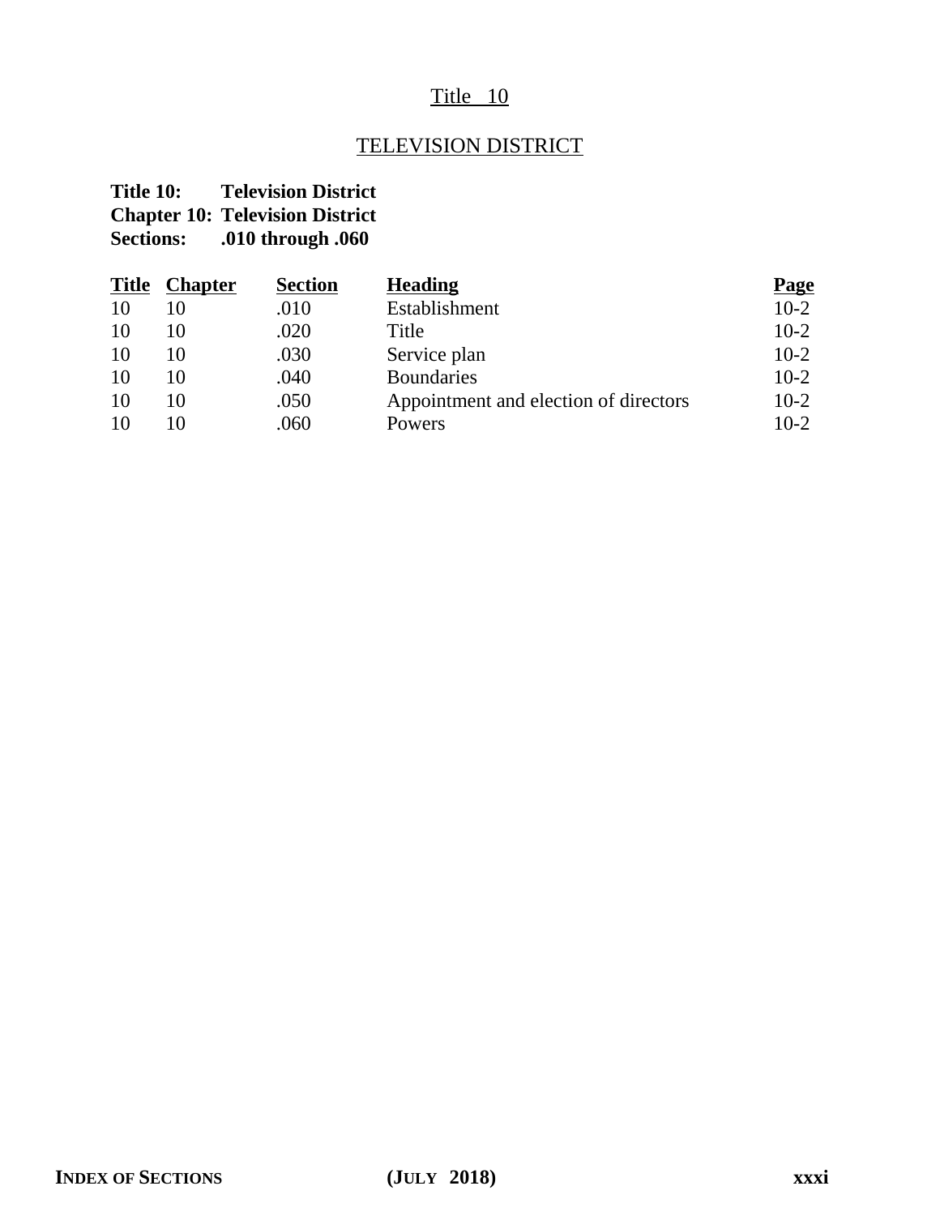# Title 10

## TELEVISION DISTRICT

**Title 10: Television District**
**Chapter 10: Television District**
**Sections: .010 through .060**

| **Title** | **Chapter** | **Section** | **Heading** | **Page** |
|---|---|---|---|---|
| 10 | 10 | .010 | Establishment | 10-2 |
| 10 | 10 | .020 | Title | 10-2 |
| 10 | 10 | .030 | Service plan | 10-2 |
| 10 | 10 | .040 | Boundaries | 10-2 |
| 10 | 10 | .050 | Appointment and election of directors | 10-2 |
| 10 | 10 | .060 | Powers | 10-2 |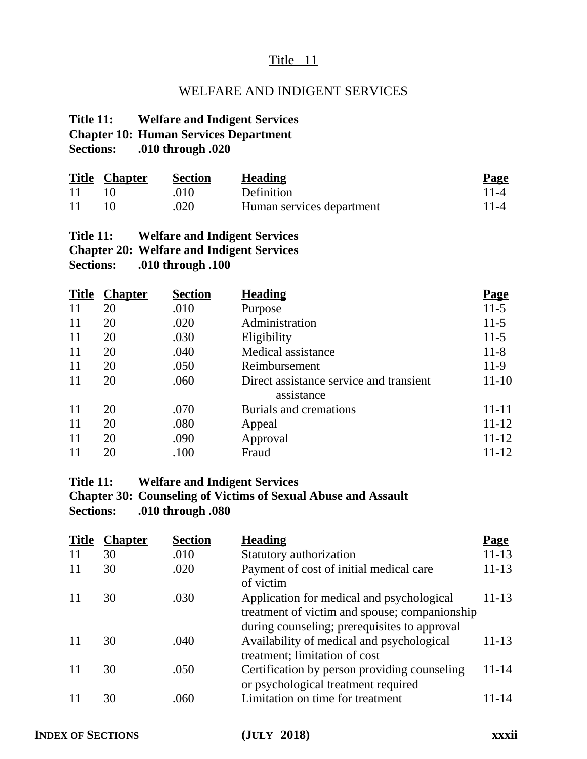# Title 11

## WELFARE AND INDIGENT SERVICES

**Title 11: Welfare and Indigent Services**
**Chapter 10: Human Services Department**
**Sections: .010 through .020**

| Title | Chapter | Section | Heading | Page |
|---|---|---|---|---|
| 11 | 10 | .010 | Definition | 11-4 |
| 11 | 10 | .020 | Human services department | 11-4 |

**Title 11: Welfare and Indigent Services**
**Chapter 20: Welfare and Indigent Services**
**Sections: .010 through .100**

| Title | Chapter | Section | Heading | Page |
|---|---|---|---|---|
| 11 | 20 | .010 | Purpose | 11-5 |
| 11 | 20 | .020 | Administration | 11-5 |
| 11 | 20 | .030 | Eligibility | 11-5 |
| 11 | 20 | .040 | Medical assistance | 11-8 |
| 11 | 20 | .050 | Reimbursement | 11-9 |
| 11 | 20 | .060 | Direct assistance service and transient assistance | 11-10 |
| 11 | 20 | .070 | Burials and cremations | 11-11 |
| 11 | 20 | .080 | Appeal | 11-12 |
| 11 | 20 | .090 | Approval | 11-12 |
| 11 | 20 | .100 | Fraud | 11-12 |

**Title 11: Welfare and Indigent Services**
**Chapter 30: Counseling of Victims of Sexual Abuse and Assault**
**Sections: .010 through .080**

| Title | Chapter | Section | Heading | Page |
|---|---|---|---|---|
| 11 | 30 | .010 | Statutory authorization | 11-13 |
| 11 | 30 | .020 | Payment of cost of initial medical care of victim | 11-13 |
| 11 | 30 | .030 | Application for medical and psychological treatment of victim and spouse; companionship during counseling; prerequisites to approval | 11-13 |
| 11 | 30 | .040 | Availability of medical and psychological treatment; limitation of cost | 11-13 |
| 11 | 30 | .050 | Certification by person providing counseling or psychological treatment required | 11-14 |
| 11 | 30 | .060 | Limitation on time for treatment | 11-14 |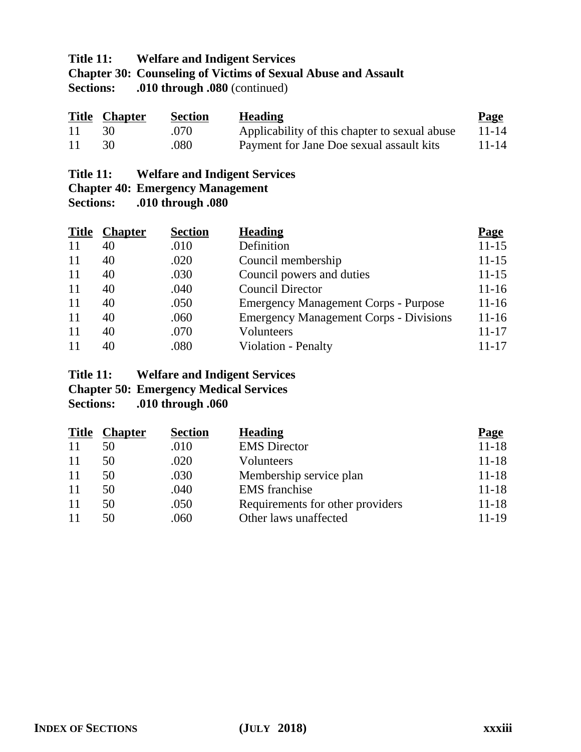**Title 11: Welfare and Indigent Services**
**Chapter 30: Counseling of Victims of Sexual Abuse and Assault**
**Sections: .010 through .080** (continued)

| Title | Chapter | Section | Heading | Page |
|---|---|---|---|---|
| 11 | 30 | .070 | Applicability of this chapter to sexual abuse | 11-14 |
| 11 | 30 | .080 | Payment for Jane Doe sexual assault kits | 11-14 |

**Title 11: Welfare and Indigent Services**
**Chapter 40: Emergency Management**
**Sections: .010 through .080**

| Title | Chapter | Section | Heading | Page |
|---|---|---|---|---|
| 11 | 40 | .010 | Definition | 11-15 |
| 11 | 40 | .020 | Council membership | 11-15 |
| 11 | 40 | .030 | Council powers and duties | 11-15 |
| 11 | 40 | .040 | Council Director | 11-16 |
| 11 | 40 | .050 | Emergency Management Corps - Purpose | 11-16 |
| 11 | 40 | .060 | Emergency Management Corps - Divisions | 11-16 |
| 11 | 40 | .070 | Volunteers | 11-17 |
| 11 | 40 | .080 | Violation - Penalty | 11-17 |

**Title 11: Welfare and Indigent Services**
**Chapter 50: Emergency Medical Services**
**Sections: .010 through .060**

| Title | Chapter | Section | Heading | Page |
|---|---|---|---|---|
| 11 | 50 | .010 | EMS Director | 11-18 |
| 11 | 50 | .020 | Volunteers | 11-18 |
| 11 | 50 | .030 | Membership service plan | 11-18 |
| 11 | 50 | .040 | EMS franchise | 11-18 |
| 11 | 50 | .050 | Requirements for other providers | 11-18 |
| 11 | 50 | .060 | Other laws unaffected | 11-19 |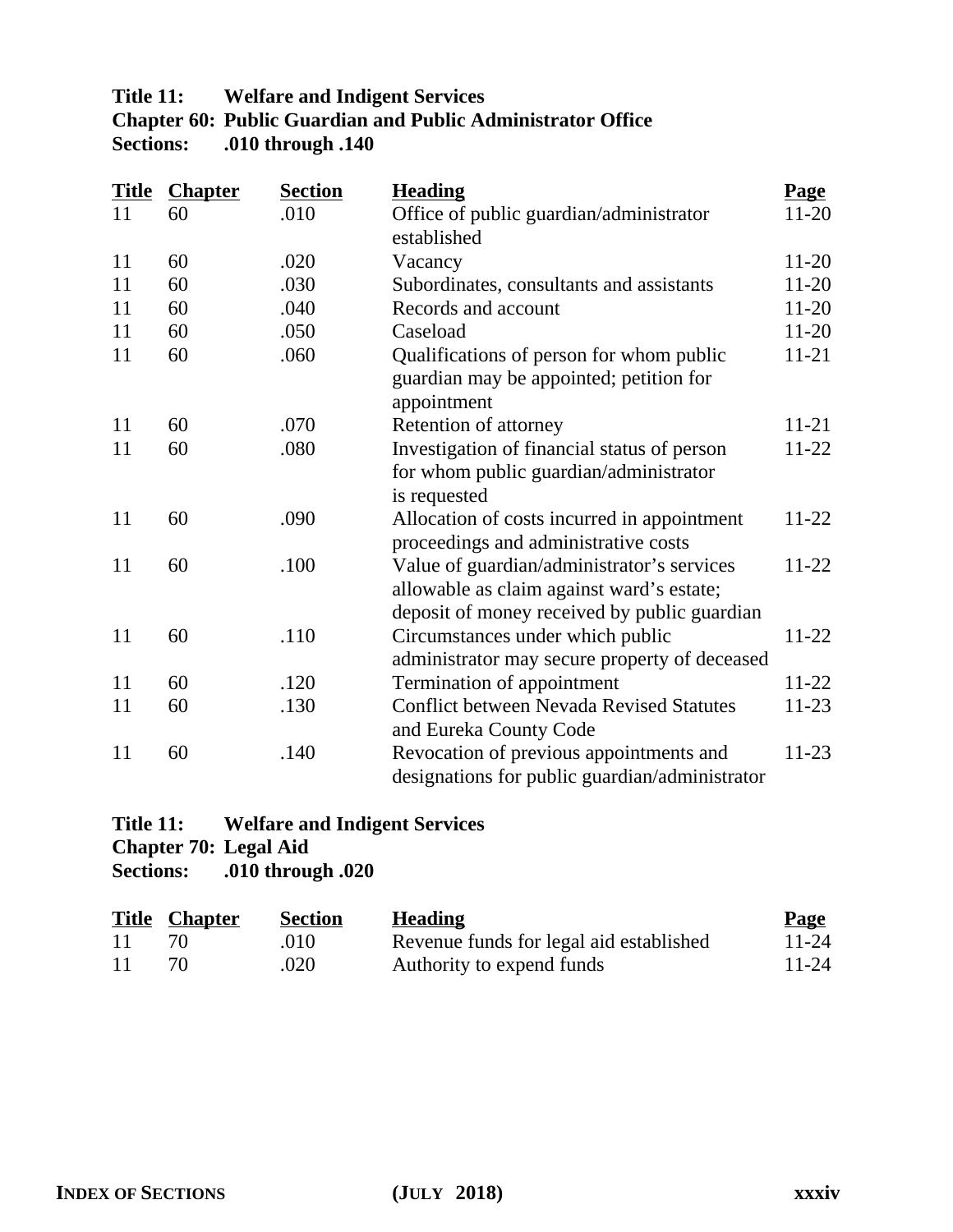**Title 11: Welfare and Indigent Services**
**Chapter 60: Public Guardian and Public Administrator Office**
**Sections: .010 through .140**

| Title | Chapter | Section | Heading | Page |
|---|---|---|---|---|
| 11 | 60 | .010 | Office of public guardian/administrator established | 11-20 |
| 11 | 60 | .020 | Vacancy | 11-20 |
| 11 | 60 | .030 | Subordinates, consultants and assistants | 11-20 |
| 11 | 60 | .040 | Records and account | 11-20 |
| 11 | 60 | .050 | Caseload | 11-20 |
| 11 | 60 | .060 | Qualifications of person for whom public guardian may be appointed; petition for appointment | 11-21 |
| 11 | 60 | .070 | Retention of attorney | 11-21 |
| 11 | 60 | .080 | Investigation of financial status of person for whom public guardian/administrator is requested | 11-22 |
| 11 | 60 | .090 | Allocation of costs incurred in appointment proceedings and administrative costs | 11-22 |
| 11 | 60 | .100 | Value of guardian/administrator's services allowable as claim against ward's estate; deposit of money received by public guardian | 11-22 |
| 11 | 60 | .110 | Circumstances under which public administrator may secure property of deceased | 11-22 |
| 11 | 60 | .120 | Termination of appointment | 11-22 |
| 11 | 60 | .130 | Conflict between Nevada Revised Statutes and Eureka County Code | 11-23 |
| 11 | 60 | .140 | Revocation of previous appointments and designations for public guardian/administrator | 11-23 |

**Title 11: Welfare and Indigent Services**
**Chapter 70: Legal Aid**
**Sections: .010 through .020**

| Title | Chapter | Section | Heading | Page |
|---|---|---|---|---|
| 11 | 70 | .010 | Revenue funds for legal aid established | 11-24 |
| 11 | 70 | .020 | Authority to expend funds | 11-24 |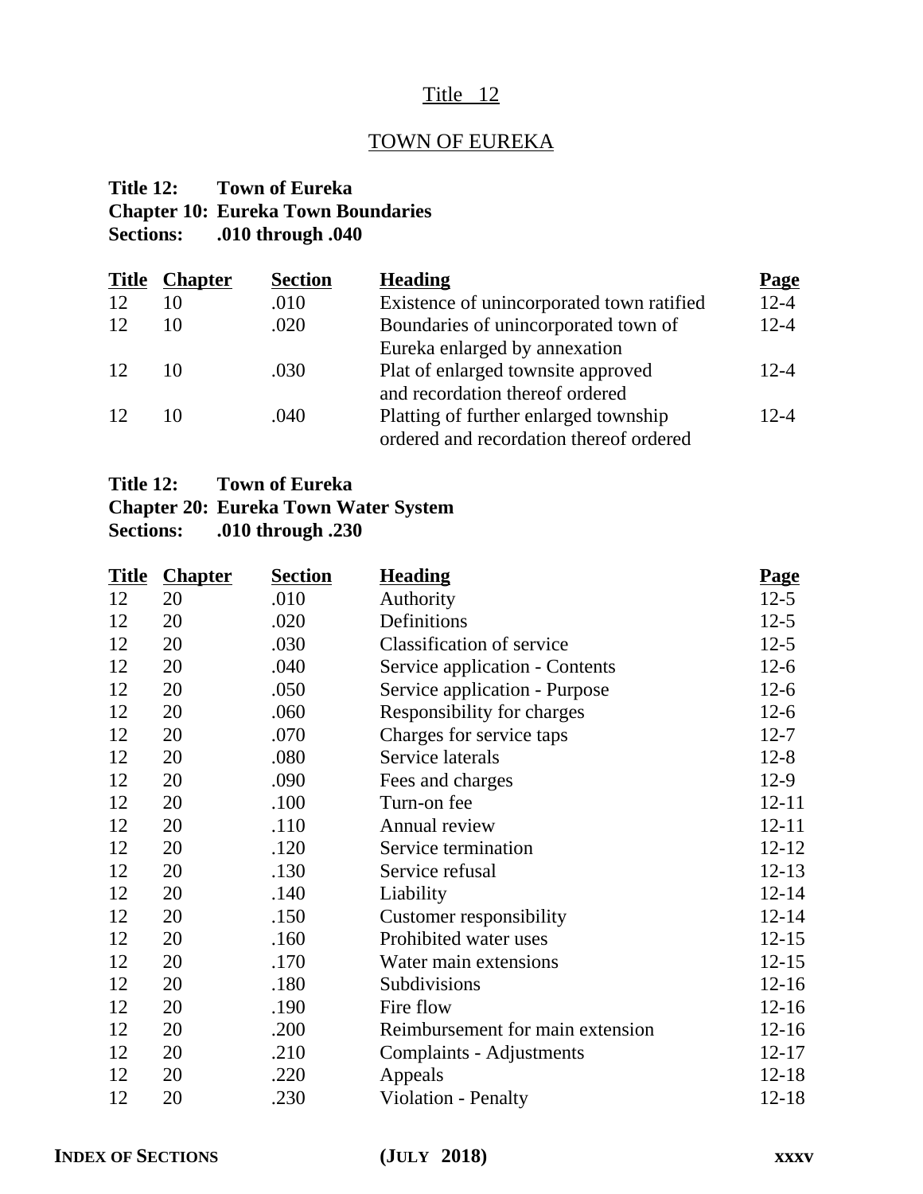# Title 12

## TOWN OF EUREKA

**Title 12: Town of Eureka**
**Chapter 10: Eureka Town Boundaries**
**Sections: .010 through .040**

| Title | Chapter | Section | Heading | Page |
|---|---|---|---|---|
| 12 | 10 | .010 | Existence of unincorporated town ratified | 12-4 |
| 12 | 10 | .020 | Boundaries of unincorporated town of Eureka enlarged by annexation | 12-4 |
| 12 | 10 | .030 | Plat of enlarged townsite approved and recordation thereof ordered | 12-4 |
| 12 | 10 | .040 | Platting of further enlarged township ordered and recordation thereof ordered | 12-4 |

**Title 12: Town of Eureka**
**Chapter 20: Eureka Town Water System**
**Sections: .010 through .230**

| Title | Chapter | Section | Heading | Page |
|---|---|---|---|---|
| 12 | 20 | .010 | Authority | 12-5 |
| 12 | 20 | .020 | Definitions | 12-5 |
| 12 | 20 | .030 | Classification of service | 12-5 |
| 12 | 20 | .040 | Service application - Contents | 12-6 |
| 12 | 20 | .050 | Service application - Purpose | 12-6 |
| 12 | 20 | .060 | Responsibility for charges | 12-6 |
| 12 | 20 | .070 | Charges for service taps | 12-7 |
| 12 | 20 | .080 | Service laterals | 12-8 |
| 12 | 20 | .090 | Fees and charges | 12-9 |
| 12 | 20 | .100 | Turn-on fee | 12-11 |
| 12 | 20 | .110 | Annual review | 12-11 |
| 12 | 20 | .120 | Service termination | 12-12 |
| 12 | 20 | .130 | Service refusal | 12-13 |
| 12 | 20 | .140 | Liability | 12-14 |
| 12 | 20 | .150 | Customer responsibility | 12-14 |
| 12 | 20 | .160 | Prohibited water uses | 12-15 |
| 12 | 20 | .170 | Water main extensions | 12-15 |
| 12 | 20 | .180 | Subdivisions | 12-16 |
| 12 | 20 | .190 | Fire flow | 12-16 |
| 12 | 20 | .200 | Reimbursement for main extension | 12-16 |
| 12 | 20 | .210 | Complaints - Adjustments | 12-17 |
| 12 | 20 | .220 | Appeals | 12-18 |
| 12 | 20 | .230 | Violation - Penalty | 12-18 |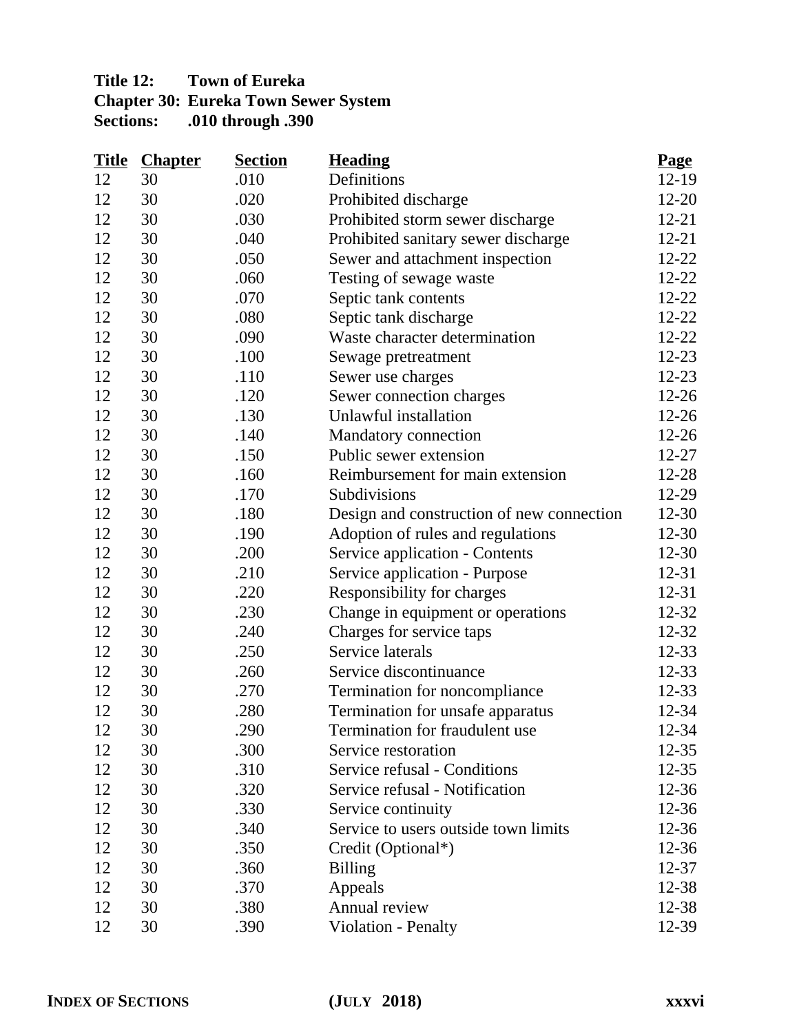**Title 12: Town of Eureka**
**Chapter 30: Eureka Town Sewer System**
**Sections: .010 through .390**

| Title | Chapter | Section | Heading | Page |
|---|---|---|---|---|
| 12 | 30 | .010 | Definitions | 12-19 |
| 12 | 30 | .020 | Prohibited discharge | 12-20 |
| 12 | 30 | .030 | Prohibited storm sewer discharge | 12-21 |
| 12 | 30 | .040 | Prohibited sanitary sewer discharge | 12-21 |
| 12 | 30 | .050 | Sewer and attachment inspection | 12-22 |
| 12 | 30 | .060 | Testing of sewage waste | 12-22 |
| 12 | 30 | .070 | Septic tank contents | 12-22 |
| 12 | 30 | .080 | Septic tank discharge | 12-22 |
| 12 | 30 | .090 | Waste character determination | 12-22 |
| 12 | 30 | .100 | Sewage pretreatment | 12-23 |
| 12 | 30 | .110 | Sewer use charges | 12-23 |
| 12 | 30 | .120 | Sewer connection charges | 12-26 |
| 12 | 30 | .130 | Unlawful installation | 12-26 |
| 12 | 30 | .140 | Mandatory connection | 12-26 |
| 12 | 30 | .150 | Public sewer extension | 12-27 |
| 12 | 30 | .160 | Reimbursement for main extension | 12-28 |
| 12 | 30 | .170 | Subdivisions | 12-29 |
| 12 | 30 | .180 | Design and construction of new connection | 12-30 |
| 12 | 30 | .190 | Adoption of rules and regulations | 12-30 |
| 12 | 30 | .200 | Service application - Contents | 12-30 |
| 12 | 30 | .210 | Service application - Purpose | 12-31 |
| 12 | 30 | .220 | Responsibility for charges | 12-31 |
| 12 | 30 | .230 | Change in equipment or operations | 12-32 |
| 12 | 30 | .240 | Charges for service taps | 12-32 |
| 12 | 30 | .250 | Service laterals | 12-33 |
| 12 | 30 | .260 | Service discontinuance | 12-33 |
| 12 | 30 | .270 | Termination for noncompliance | 12-33 |
| 12 | 30 | .280 | Termination for unsafe apparatus | 12-34 |
| 12 | 30 | .290 | Termination for fraudulent use | 12-34 |
| 12 | 30 | .300 | Service restoration | 12-35 |
| 12 | 30 | .310 | Service refusal - Conditions | 12-35 |
| 12 | 30 | .320 | Service refusal - Notification | 12-36 |
| 12 | 30 | .330 | Service continuity | 12-36 |
| 12 | 30 | .340 | Service to users outside town limits | 12-36 |
| 12 | 30 | .350 | Credit (Optional*) | 12-36 |
| 12 | 30 | .360 | Billing | 12-37 |
| 12 | 30 | .370 | Appeals | 12-38 |
| 12 | 30 | .380 | Annual review | 12-38 |
| 12 | 30 | .390 | Violation - Penalty | 12-39 |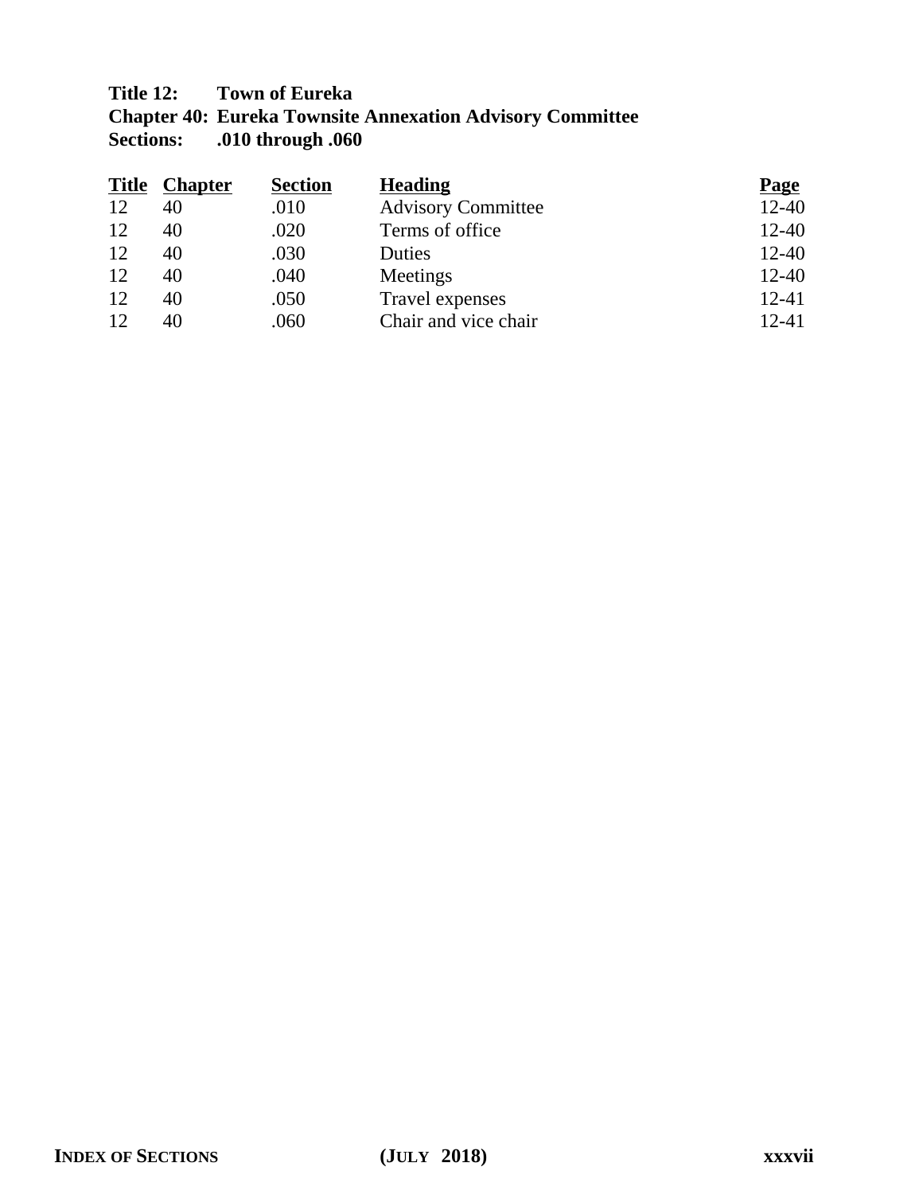**Title 12: Town of Eureka**
**Chapter 40: Eureka Townsite Annexation Advisory Committee**
**Sections: .010 through .060**

| Title | Chapter | Section | Heading | Page |
|---|---|---|---|---|
| 12 | 40 | .010 | Advisory Committee | 12-40 |
| 12 | 40 | .020 | Terms of office | 12-40 |
| 12 | 40 | .030 | Duties | 12-40 |
| 12 | 40 | .040 | Meetings | 12-40 |
| 12 | 40 | .050 | Travel expenses | 12-41 |
| 12 | 40 | .060 | Chair and vice chair | 12-41 |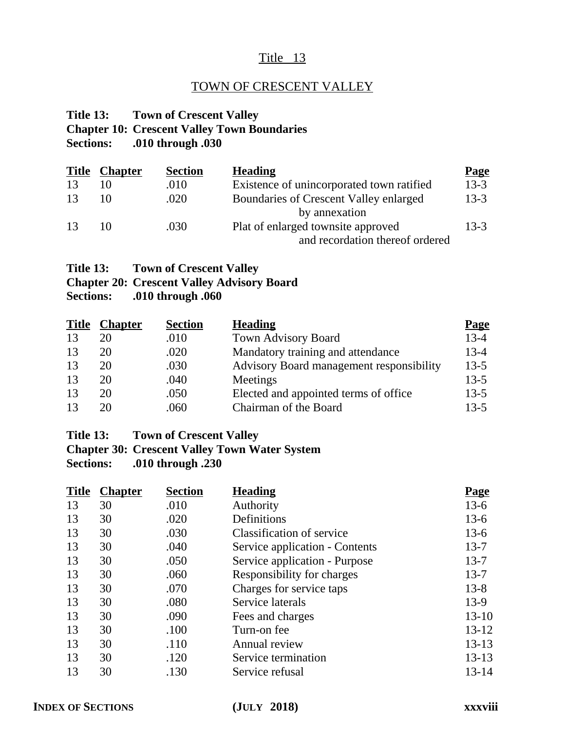# Title 13

## TOWN OF CRESCENT VALLEY

**Title 13: Town of Crescent Valley**
**Chapter 10: Crescent Valley Town Boundaries**
**Sections: .010 through .030**

| Title | Chapter | Section | Heading | Page |
|---|---|---|---|---|
| 13 | 10 | .010 | Existence of unincorporated town ratified | 13-3 |
| 13 | 10 | .020 | Boundaries of Crescent Valley enlarged by annexation | 13-3 |
| 13 | 10 | .030 | Plat of enlarged townsite approved and recordation thereof ordered | 13-3 |

**Title 13: Town of Crescent Valley**
**Chapter 20: Crescent Valley Advisory Board**
**Sections: .010 through .060**

| Title | Chapter | Section | Heading | Page |
|---|---|---|---|---|
| 13 | 20 | .010 | Town Advisory Board | 13-4 |
| 13 | 20 | .020 | Mandatory training and attendance | 13-4 |
| 13 | 20 | .030 | Advisory Board management responsibility | 13-5 |
| 13 | 20 | .040 | Meetings | 13-5 |
| 13 | 20 | .050 | Elected and appointed terms of office | 13-5 |
| 13 | 20 | .060 | Chairman of the Board | 13-5 |

**Title 13: Town of Crescent Valley**
**Chapter 30: Crescent Valley Town Water System**
**Sections: .010 through .230**

| Title | Chapter | Section | Heading | Page |
|---|---|---|---|---|
| 13 | 30 | .010 | Authority | 13-6 |
| 13 | 30 | .020 | Definitions | 13-6 |
| 13 | 30 | .030 | Classification of service | 13-6 |
| 13 | 30 | .040 | Service application - Contents | 13-7 |
| 13 | 30 | .050 | Service application - Purpose | 13-7 |
| 13 | 30 | .060 | Responsibility for charges | 13-7 |
| 13 | 30 | .070 | Charges for service taps | 13-8 |
| 13 | 30 | .080 | Service laterals | 13-9 |
| 13 | 30 | .090 | Fees and charges | 13-10 |
| 13 | 30 | .100 | Turn-on fee | 13-12 |
| 13 | 30 | .110 | Annual review | 13-13 |
| 13 | 30 | .120 | Service termination | 13-13 |
| 13 | 30 | .130 | Service refusal | 13-14 |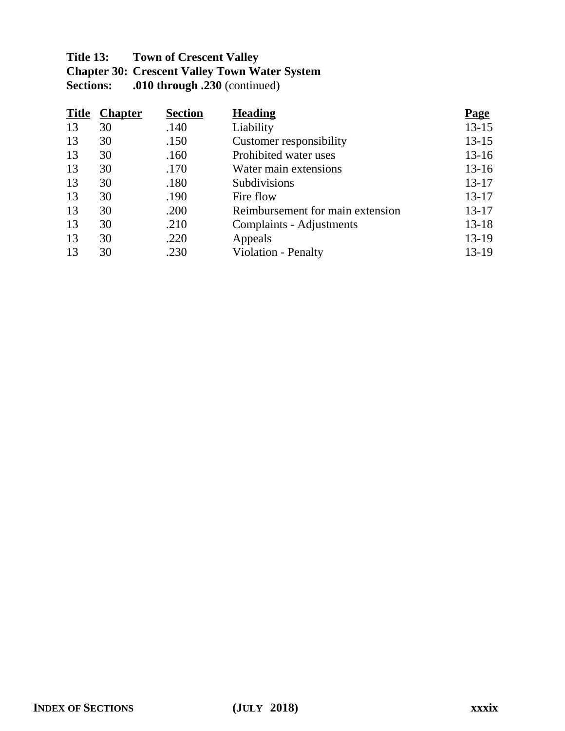**Title 13: Town of Crescent Valley**
**Chapter 30: Crescent Valley Town Water System**
**Sections: .010 through .230** (continued)

| Title | Chapter | Section | Heading | Page |
|---|---|---|---|---|
| 13 | 30 | .140 | Liability | 13-15 |
| 13 | 30 | .150 | Customer responsibility | 13-15 |
| 13 | 30 | .160 | Prohibited water uses | 13-16 |
| 13 | 30 | .170 | Water main extensions | 13-16 |
| 13 | 30 | .180 | Subdivisions | 13-17 |
| 13 | 30 | .190 | Fire flow | 13-17 |
| 13 | 30 | .200 | Reimbursement for main extension | 13-17 |
| 13 | 30 | .210 | Complaints - Adjustments | 13-18 |
| 13 | 30 | .220 | Appeals | 13-19 |
| 13 | 30 | .230 | Violation - Penalty | 13-19 |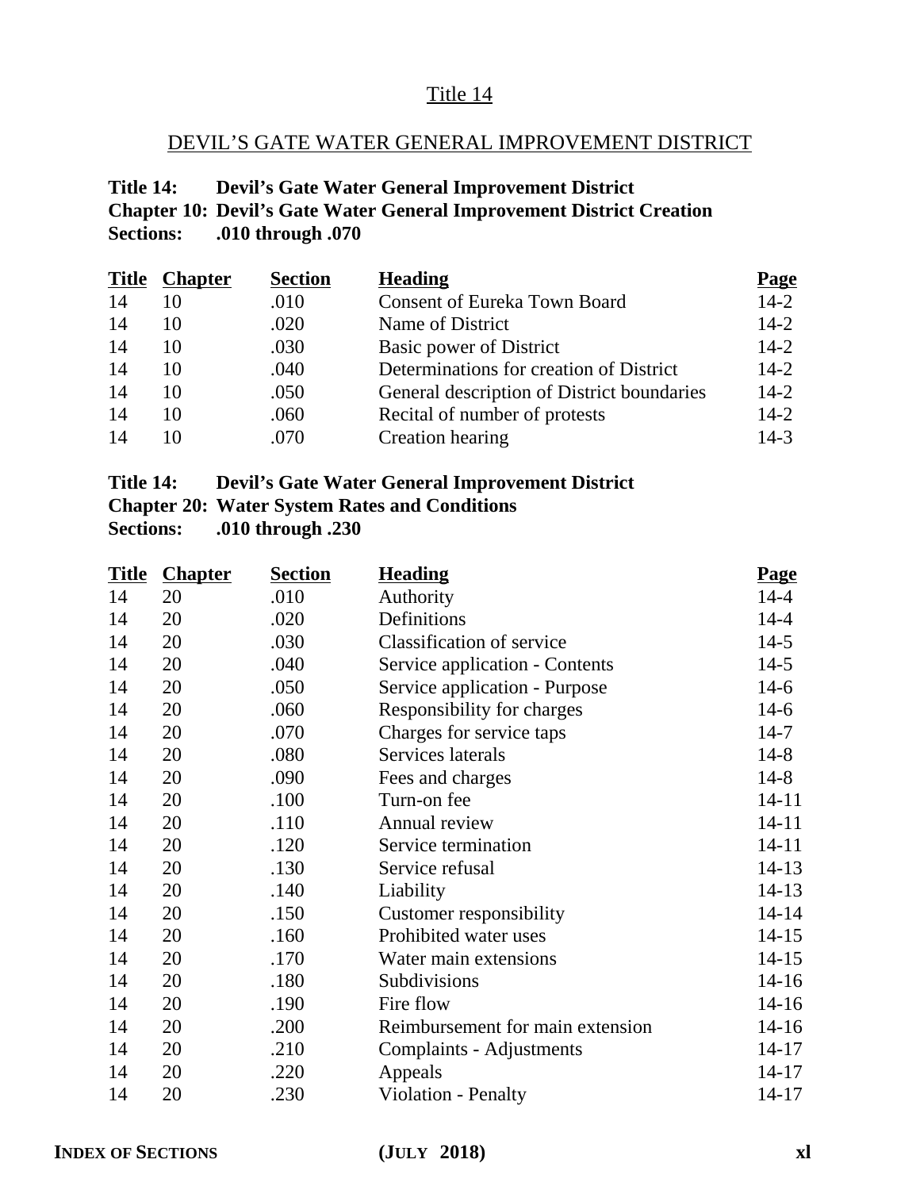# Title 14

## DEVIL'S GATE WATER GENERAL IMPROVEMENT DISTRICT

**Title 14: Devil's Gate Water General Improvement District**
**Chapter 10: Devil's Gate Water General Improvement District Creation**
**Sections: .010 through .070**

| Title | Chapter | Section | Heading | Page |
|---|---|---|---|---|
| 14 | 10 | .010 | Consent of Eureka Town Board | 14-2 |
| 14 | 10 | .020 | Name of District | 14-2 |
| 14 | 10 | .030 | Basic power of District | 14-2 |
| 14 | 10 | .040 | Determinations for creation of District | 14-2 |
| 14 | 10 | .050 | General description of District boundaries | 14-2 |
| 14 | 10 | .060 | Recital of number of protests | 14-2 |
| 14 | 10 | .070 | Creation hearing | 14-3 |

**Title 14: Devil's Gate Water General Improvement District**
**Chapter 20: Water System Rates and Conditions**
**Sections: .010 through .230**

| Title | Chapter | Section | Heading | Page |
|---|---|---|---|---|
| 14 | 20 | .010 | Authority | 14-4 |
| 14 | 20 | .020 | Definitions | 14-4 |
| 14 | 20 | .030 | Classification of service | 14-5 |
| 14 | 20 | .040 | Service application - Contents | 14-5 |
| 14 | 20 | .050 | Service application - Purpose | 14-6 |
| 14 | 20 | .060 | Responsibility for charges | 14-6 |
| 14 | 20 | .070 | Charges for service taps | 14-7 |
| 14 | 20 | .080 | Services laterals | 14-8 |
| 14 | 20 | .090 | Fees and charges | 14-8 |
| 14 | 20 | .100 | Turn-on fee | 14-11 |
| 14 | 20 | .110 | Annual review | 14-11 |
| 14 | 20 | .120 | Service termination | 14-11 |
| 14 | 20 | .130 | Service refusal | 14-13 |
| 14 | 20 | .140 | Liability | 14-13 |
| 14 | 20 | .150 | Customer responsibility | 14-14 |
| 14 | 20 | .160 | Prohibited water uses | 14-15 |
| 14 | 20 | .170 | Water main extensions | 14-15 |
| 14 | 20 | .180 | Subdivisions | 14-16 |
| 14 | 20 | .190 | Fire flow | 14-16 |
| 14 | 20 | .200 | Reimbursement for main extension | 14-16 |
| 14 | 20 | .210 | Complaints - Adjustments | 14-17 |
| 14 | 20 | .220 | Appeals | 14-17 |
| 14 | 20 | .230 | Violation - Penalty | 14-17 |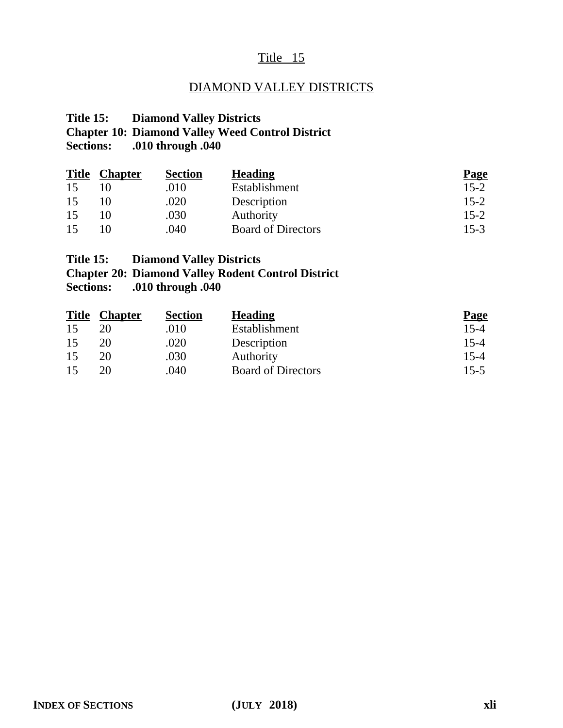# Title 15

## DIAMOND VALLEY DISTRICTS

**Title 15: Diamond Valley Districts**
**Chapter 10: Diamond Valley Weed Control District**
**Sections: .010 through .040**

| Title | Chapter | Section | Heading | Page |
|---|---|---|---|---|
| 15 | 10 | .010 | Establishment | 15-2 |
| 15 | 10 | .020 | Description | 15-2 |
| 15 | 10 | .030 | Authority | 15-2 |
| 15 | 10 | .040 | Board of Directors | 15-3 |

**Title 15: Diamond Valley Districts**
**Chapter 20: Diamond Valley Rodent Control District**
**Sections: .010 through .040**

| Title | Chapter | Section | Heading | Page |
|---|---|---|---|---|
| 15 | 20 | .010 | Establishment | 15-4 |
| 15 | 20 | .020 | Description | 15-4 |
| 15 | 20 | .030 | Authority | 15-4 |
| 15 | 20 | .040 | Board of Directors | 15-5 |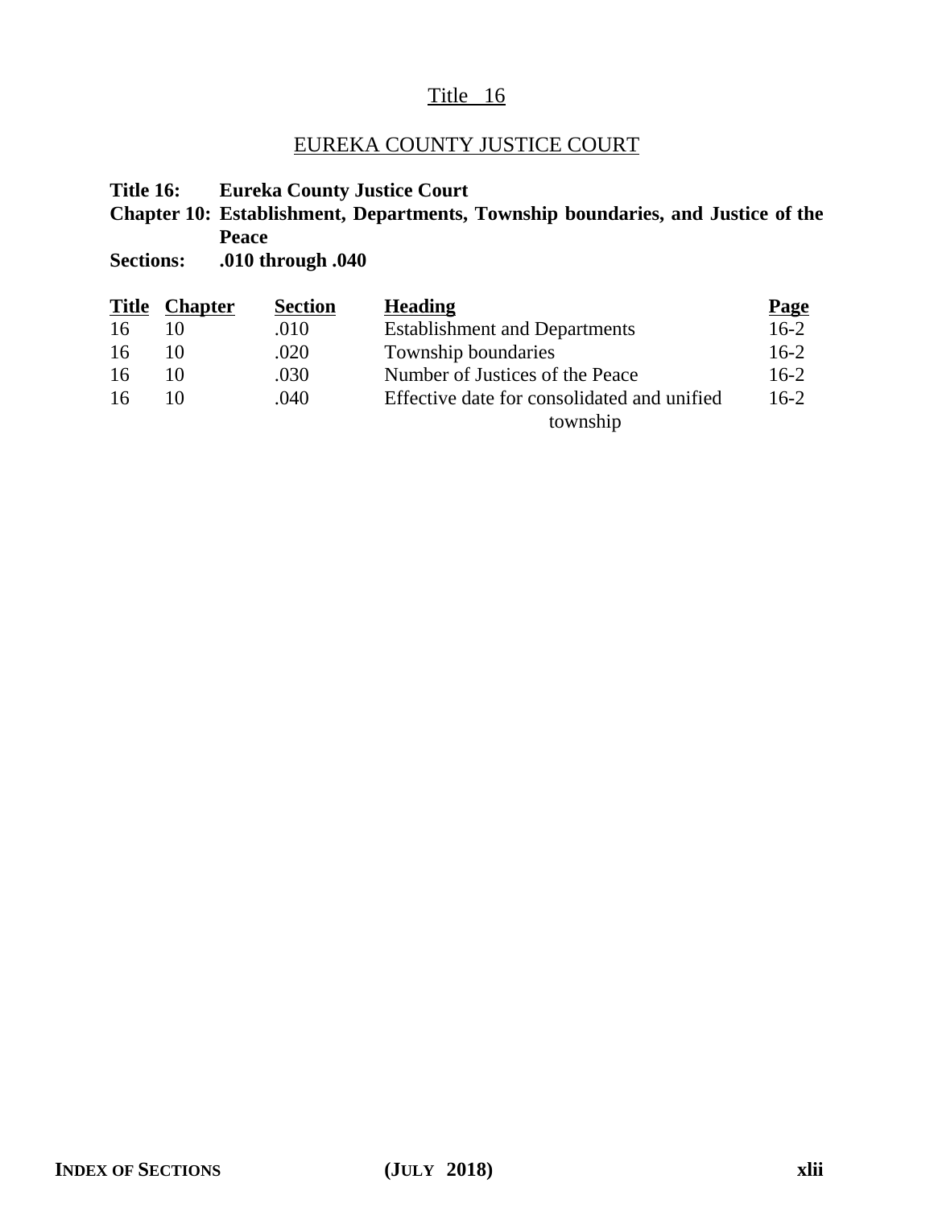# Title 16

## EUREKA COUNTY JUSTICE COURT

**Title 16:** **Eureka County Justice Court**
**Chapter 10:** **Establishment, Departments, Township boundaries, and Justice of the Peace**
**Sections:** **.010 through .040**

| Title | Chapter | Section | Heading | Page |
|---|---|---|---|---|
| 16 | 10 | .010 | Establishment and Departments | 16-2 |
| 16 | 10 | .020 | Township boundaries | 16-2 |
| 16 | 10 | .030 | Number of Justices of the Peace | 16-2 |
| 16 | 10 | .040 | Effective date for consolidated and unified township | 16-2 |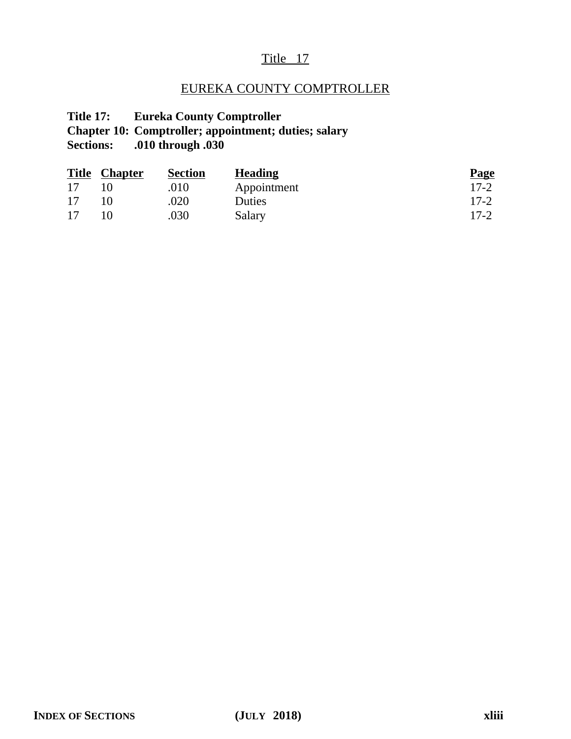# Title 17

## EUREKA COUNTY COMPTROLLER

**Title 17: Eureka County Comptroller**
**Chapter 10: Comptroller; appointment; duties; salary**
**Sections: .010 through .030**

| Title | Chapter | Section | Heading | Page |
|---|---|---|---|---|
| 17 | 10 | .010 | Appointment | 17-2 |
| 17 | 10 | .020 | Duties | 17-2 |
| 17 | 10 | .030 | Salary | 17-2 |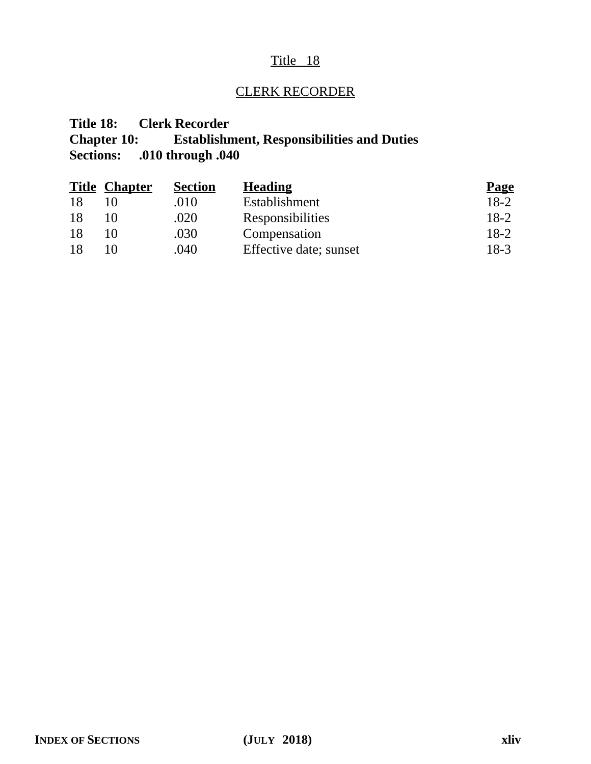## Title 18

## CLERK RECORDER

**Title 18: Clerk Recorder**
**Chapter 10: Establishment, Responsibilities and Duties**
**Sections: .010 through .040**

| Title | Chapter | Section | Heading | Page |
|---|---|---|---|---|
| 18 | 10 | .010 | Establishment | 18-2 |
| 18 | 10 | .020 | Responsibilities | 18-2 |
| 18 | 10 | .030 | Compensation | 18-2 |
| 18 | 10 | .040 | Effective date; sunset | 18-3 |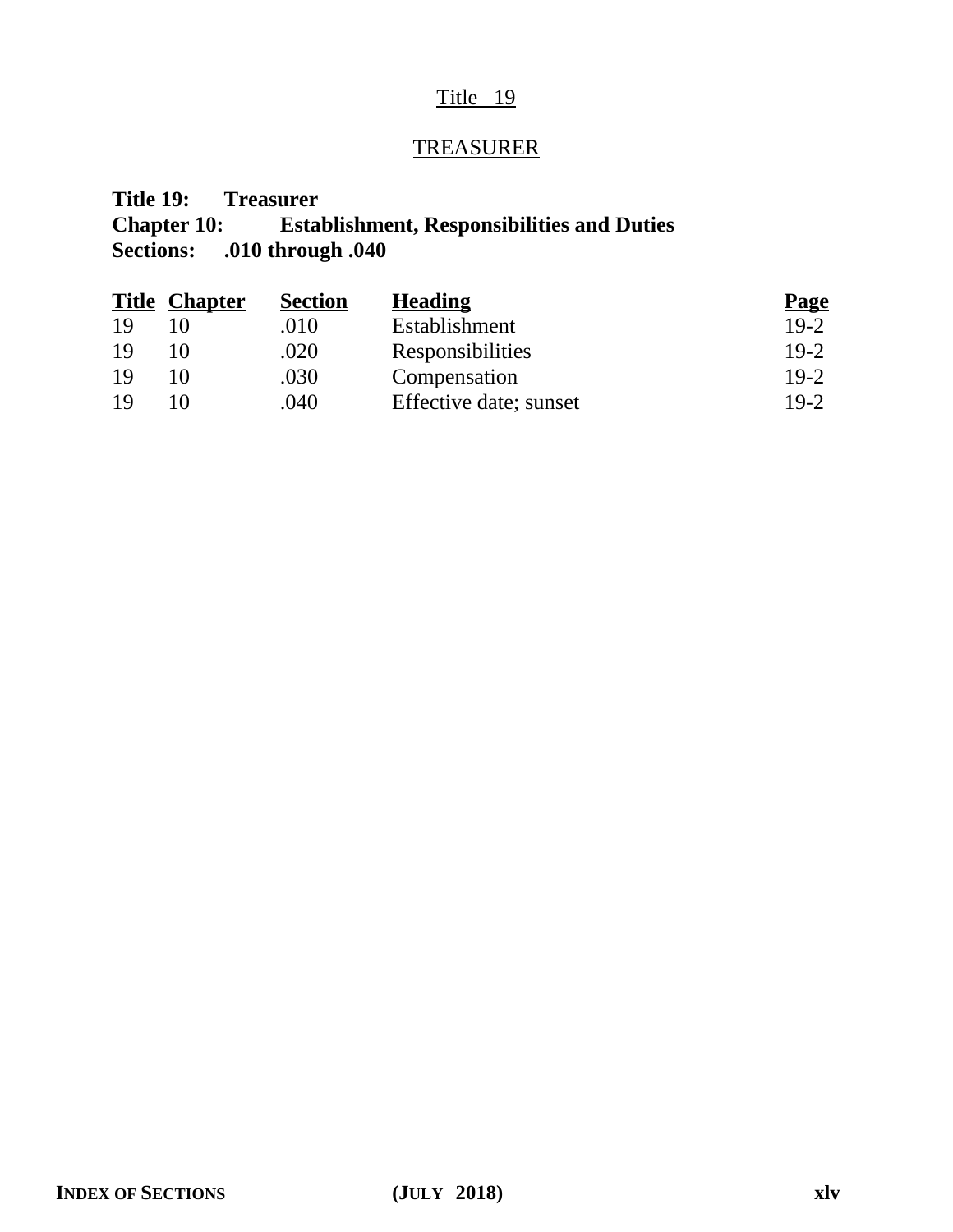# Title 19

## TREASURER

**Title 19: Treasurer**
**Chapter 10: Establishment, Responsibilities and Duties**
**Sections: .010 through .040**

| Title | Chapter | Section | Heading | Page |
|---|---|---|---|---|
| 19 | 10 | .010 | Establishment | 19-2 |
| 19 | 10 | .020 | Responsibilities | 19-2 |
| 19 | 10 | .030 | Compensation | 19-2 |
| 19 | 10 | .040 | Effective date; sunset | 19-2 |